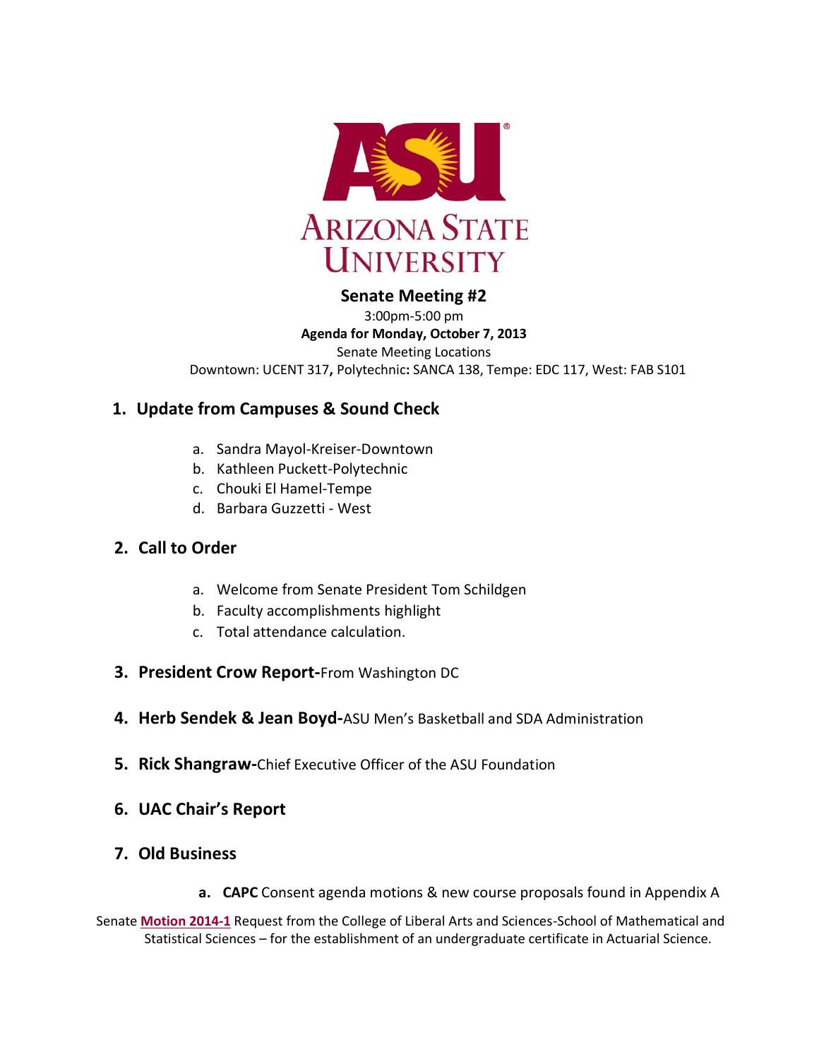# Senate Meeting #2

3:00pm-5:00 pm

**Agenda for Monday, October 7, 2013**

Senate Meeting Locations

Downtown: UCENT 317**,** Polytechnic**:** SANCA 138, Tempe: EDC 117, West: FAB S101

## 1. Update from Campuses & Sound Check

a. Sandra Mayol-Kreiser-Downtown
b. Kathleen Puckett-Polytechnic
c. Chouki El Hamel-Tempe
d. Barbara Guzzetti - West

## 2. Call to Order

a. Welcome from Senate President Tom Schildgen
b. Faculty accomplishments highlight
c. Total attendance calculation.

## 3. President Crow Report-From Washington DC

## 4. Herb Sendek & Jean Boyd-ASU Men's Basketball and SDA Administration

## 5. Rick Shangraw-Chief Executive Officer of the ASU Foundation

## 6. UAC Chair's Report

## 7. Old Business

**a. CAPC** Consent agenda motions & new course proposals found in Appendix A

Senate **Motion 2014-1** Request from the College of Liberal Arts and Sciences-School of Mathematical and Statistical Sciences – for the establishment of an undergraduate certificate in Actuarial Science.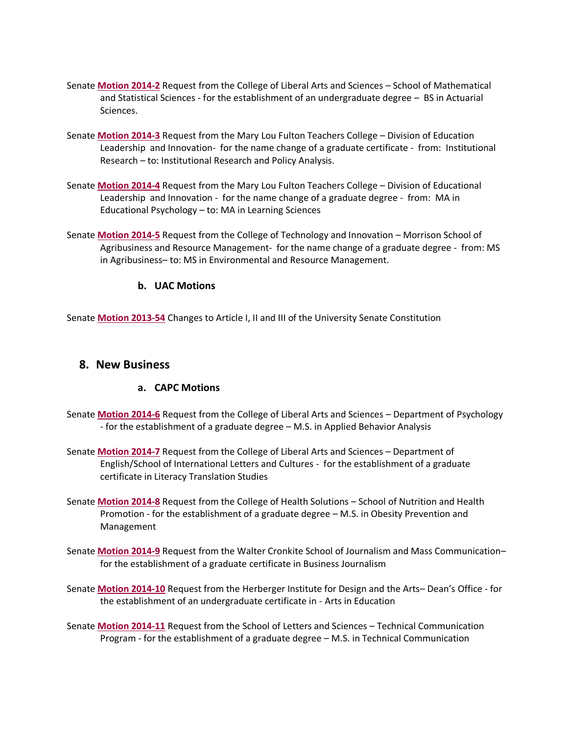Senate **Motion 2014-2** Request from the College of Liberal Arts and Sciences – School of Mathematical and Statistical Sciences - for the establishment of an undergraduate degree – BS in Actuarial Sciences.

Senate **Motion 2014-3** Request from the Mary Lou Fulton Teachers College – Division of Education Leadership and Innovation- for the name change of a graduate certificate - from: Institutional Research – to: Institutional Research and Policy Analysis.

Senate **Motion 2014-4** Request from the Mary Lou Fulton Teachers College – Division of Educational Leadership and Innovation - for the name change of a graduate degree - from: MA in Educational Psychology – to: MA in Learning Sciences

Senate **Motion 2014-5** Request from the College of Technology and Innovation – Morrison School of Agribusiness and Resource Management- for the name change of a graduate degree - from: MS in Agribusiness– to: MS in Environmental and Resource Management.

### b. UAC Motions

Senate **Motion 2013-54** Changes to Article I, II and III of the University Senate Constitution

## 8. New Business

### a. CAPC Motions

Senate **Motion 2014-6** Request from the College of Liberal Arts and Sciences – Department of Psychology - for the establishment of a graduate degree – M.S. in Applied Behavior Analysis

Senate **Motion 2014-7** Request from the College of Liberal Arts and Sciences – Department of English/School of International Letters and Cultures - for the establishment of a graduate certificate in Literacy Translation Studies

Senate **Motion 2014-8** Request from the College of Health Solutions – School of Nutrition and Health Promotion - for the establishment of a graduate degree – M.S. in Obesity Prevention and Management

Senate **Motion 2014-9** Request from the Walter Cronkite School of Journalism and Mass Communication– for the establishment of a graduate certificate in Business Journalism

Senate **Motion 2014-10** Request from the Herberger Institute for Design and the Arts– Dean's Office - for the establishment of an undergraduate certificate in - Arts in Education

Senate **Motion 2014-11** Request from the School of Letters and Sciences – Technical Communication Program - for the establishment of a graduate degree – M.S. in Technical Communication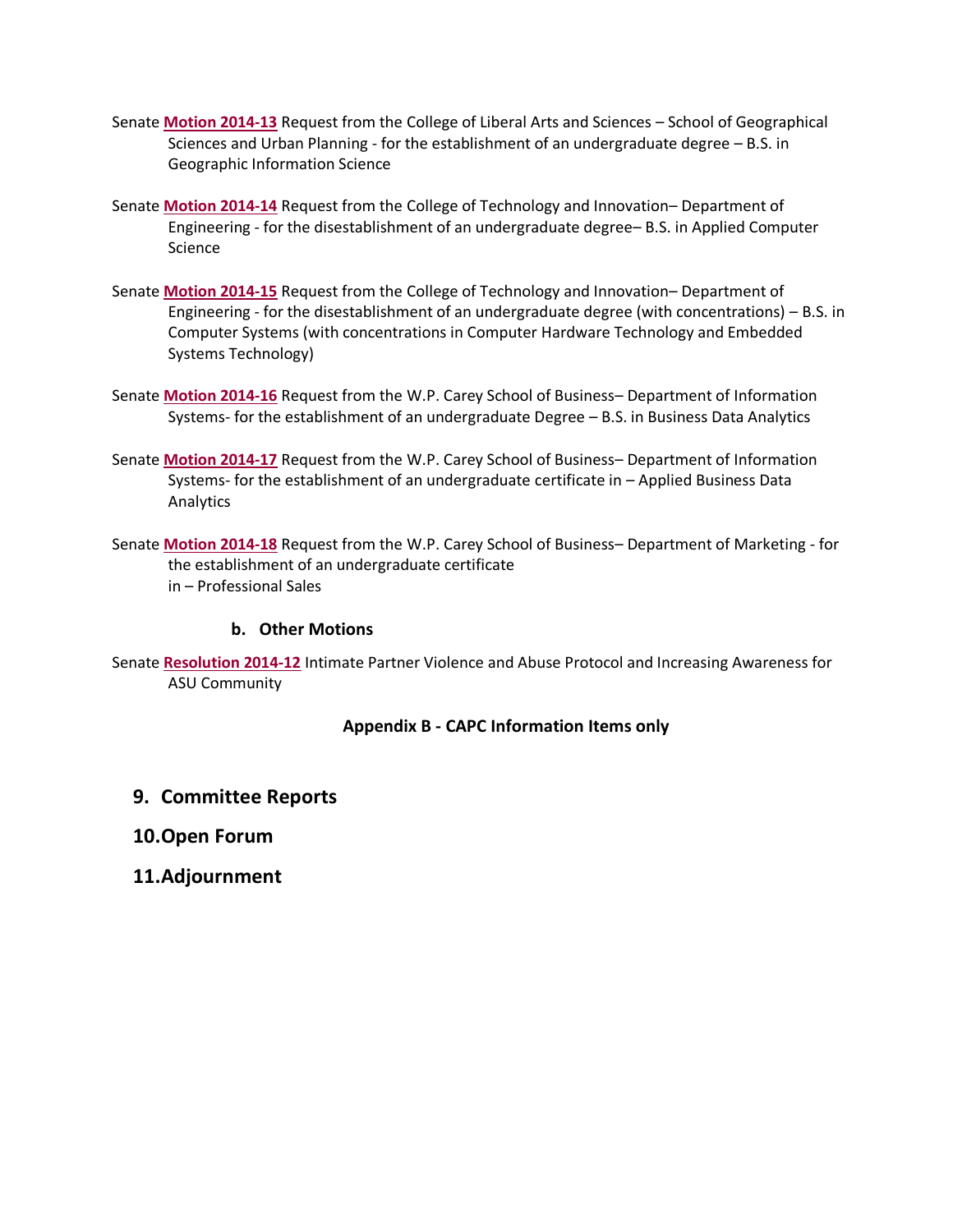Senate **Motion 2014-13** Request from the College of Liberal Arts and Sciences – School of Geographical Sciences and Urban Planning - for the establishment of an undergraduate degree – B.S. in Geographic Information Science

Senate **Motion 2014-14** Request from the College of Technology and Innovation– Department of Engineering - for the disestablishment of an undergraduate degree– B.S. in Applied Computer Science

Senate **Motion 2014-15** Request from the College of Technology and Innovation– Department of Engineering - for the disestablishment of an undergraduate degree (with concentrations) – B.S. in Computer Systems (with concentrations in Computer Hardware Technology and Embedded Systems Technology)

Senate **Motion 2014-16** Request from the W.P. Carey School of Business– Department of Information Systems- for the establishment of an undergraduate Degree – B.S. in Business Data Analytics

Senate **Motion 2014-17** Request from the W.P. Carey School of Business– Department of Information Systems- for the establishment of an undergraduate certificate in – Applied Business Data Analytics

Senate **Motion 2014-18** Request from the W.P. Carey School of Business– Department of Marketing - for the establishment of an undergraduate certificate in – Professional Sales

**b. Other Motions**

Senate **Resolution 2014-12** Intimate Partner Violence and Abuse Protocol and Increasing Awareness for ASU Community

**Appendix B - CAPC Information Items only**

## 9. Committee Reports

## 10. Open Forum

## 11. Adjournment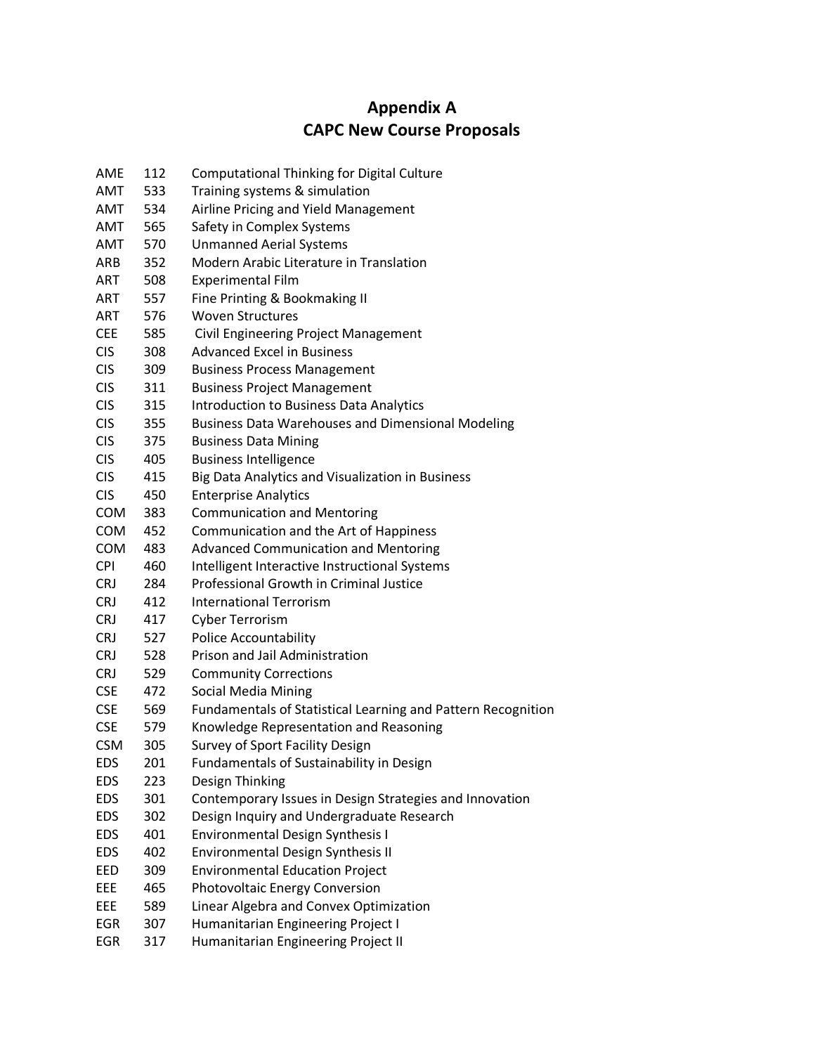# Appendix A
# CAPC New Course Proposals

| | | |
|---|---|---|
| AME | 112 | Computational Thinking for Digital Culture |
| AMT | 533 | Training systems & simulation |
| AMT | 534 | Airline Pricing and Yield Management |
| AMT | 565 | Safety in Complex Systems |
| AMT | 570 | Unmanned Aerial Systems |
| ARB | 352 | Modern Arabic Literature in Translation |
| ART | 508 | Experimental Film |
| ART | 557 | Fine Printing & Bookmaking II |
| ART | 576 | Woven Structures |
| CEE | 585 | Civil Engineering Project Management |
| CIS | 308 | Advanced Excel in Business |
| CIS | 309 | Business Process Management |
| CIS | 311 | Business Project Management |
| CIS | 315 | Introduction to Business Data Analytics |
| CIS | 355 | Business Data Warehouses and Dimensional Modeling |
| CIS | 375 | Business Data Mining |
| CIS | 405 | Business Intelligence |
| CIS | 415 | Big Data Analytics and Visualization in Business |
| CIS | 450 | Enterprise Analytics |
| COM | 383 | Communication and Mentoring |
| COM | 452 | Communication and the Art of Happiness |
| COM | 483 | Advanced Communication and Mentoring |
| CPI | 460 | Intelligent Interactive Instructional Systems |
| CRJ | 284 | Professional Growth in Criminal Justice |
| CRJ | 412 | International Terrorism |
| CRJ | 417 | Cyber Terrorism |
| CRJ | 527 | Police Accountability |
| CRJ | 528 | Prison and Jail Administration |
| CRJ | 529 | Community Corrections |
| CSE | 472 | Social Media Mining |
| CSE | 569 | Fundamentals of Statistical Learning and Pattern Recognition |
| CSE | 579 | Knowledge Representation and Reasoning |
| CSM | 305 | Survey of Sport Facility Design |
| EDS | 201 | Fundamentals of Sustainability in Design |
| EDS | 223 | Design Thinking |
| EDS | 301 | Contemporary Issues in Design Strategies and Innovation |
| EDS | 302 | Design Inquiry and Undergraduate Research |
| EDS | 401 | Environmental Design Synthesis I |
| EDS | 402 | Environmental Design Synthesis II |
| EED | 309 | Environmental Education Project |
| EEE | 465 | Photovoltaic Energy Conversion |
| EEE | 589 | Linear Algebra and Convex Optimization |
| EGR | 307 | Humanitarian Engineering Project I |
| EGR | 317 | Humanitarian Engineering Project II |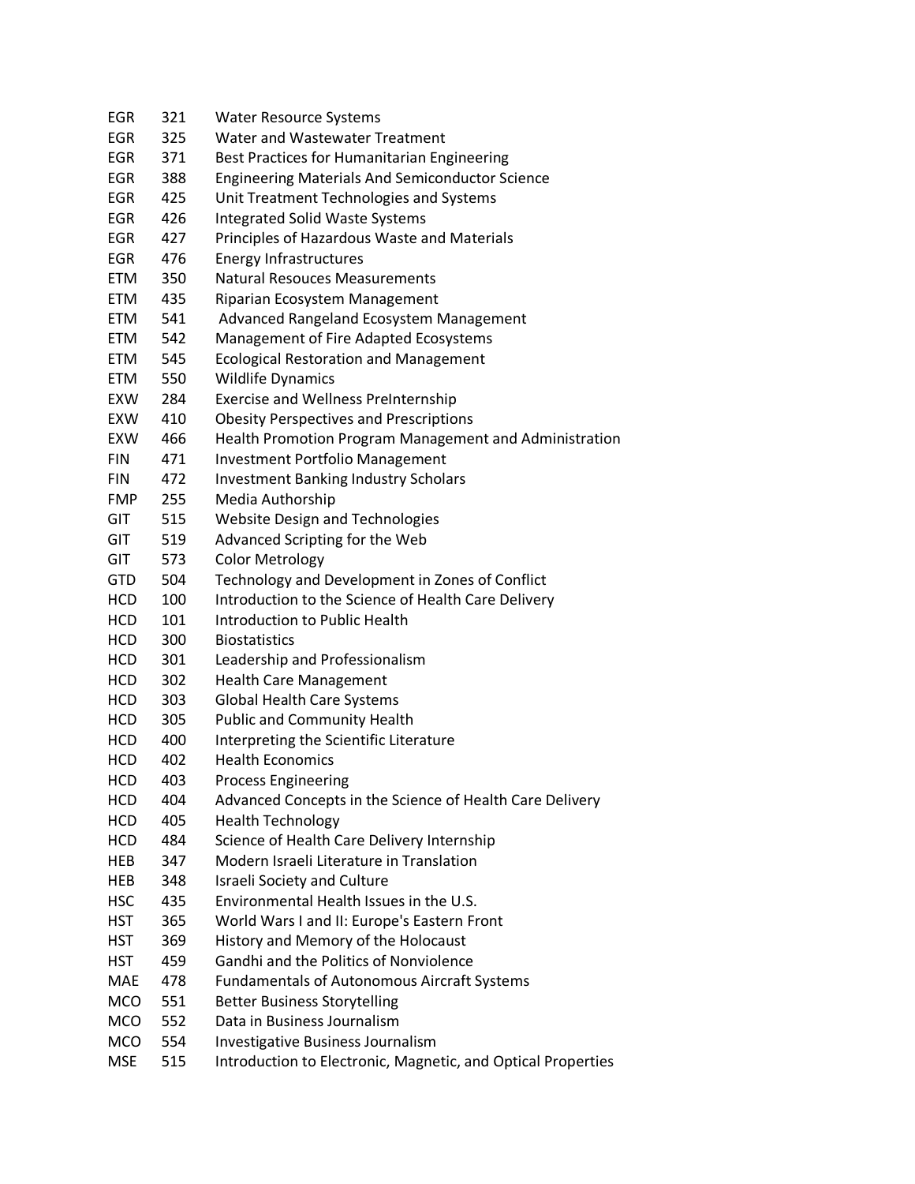| | | |
|---|---|---|
| EGR | 321 | Water Resource Systems |
| EGR | 325 | Water and Wastewater Treatment |
| EGR | 371 | Best Practices for Humanitarian Engineering |
| EGR | 388 | Engineering Materials And Semiconductor Science |
| EGR | 425 | Unit Treatment Technologies and Systems |
| EGR | 426 | Integrated Solid Waste Systems |
| EGR | 427 | Principles of Hazardous Waste and Materials |
| EGR | 476 | Energy Infrastructures |
| ETM | 350 | Natural Resouces Measurements |
| ETM | 435 | Riparian Ecosystem Management |
| ETM | 541 | Advanced Rangeland Ecosystem Management |
| ETM | 542 | Management of Fire Adapted Ecosystems |
| ETM | 545 | Ecological Restoration and Management |
| ETM | 550 | Wildlife Dynamics |
| EXW | 284 | Exercise and Wellness PreInternship |
| EXW | 410 | Obesity Perspectives and Prescriptions |
| EXW | 466 | Health Promotion Program Management and Administration |
| FIN | 471 | Investment Portfolio Management |
| FIN | 472 | Investment Banking Industry Scholars |
| FMP | 255 | Media Authorship |
| GIT | 515 | Website Design and Technologies |
| GIT | 519 | Advanced Scripting for the Web |
| GIT | 573 | Color Metrology |
| GTD | 504 | Technology and Development in Zones of Conflict |
| HCD | 100 | Introduction to the Science of Health Care Delivery |
| HCD | 101 | Introduction to Public Health |
| HCD | 300 | Biostatistics |
| HCD | 301 | Leadership and Professionalism |
| HCD | 302 | Health Care Management |
| HCD | 303 | Global Health Care Systems |
| HCD | 305 | Public and Community Health |
| HCD | 400 | Interpreting the Scientific Literature |
| HCD | 402 | Health Economics |
| HCD | 403 | Process Engineering |
| HCD | 404 | Advanced Concepts in the Science of Health Care Delivery |
| HCD | 405 | Health Technology |
| HCD | 484 | Science of Health Care Delivery Internship |
| HEB | 347 | Modern Israeli Literature in Translation |
| HEB | 348 | Israeli Society and Culture |
| HSC | 435 | Environmental Health Issues in the U.S. |
| HST | 365 | World Wars I and II: Europe's Eastern Front |
| HST | 369 | History and Memory of the Holocaust |
| HST | 459 | Gandhi and the Politics of Nonviolence |
| MAE | 478 | Fundamentals of Autonomous Aircraft Systems |
| MCO | 551 | Better Business Storytelling |
| MCO | 552 | Data in Business Journalism |
| MCO | 554 | Investigative Business Journalism |
| MSE | 515 | Introduction to Electronic, Magnetic, and Optical Properties |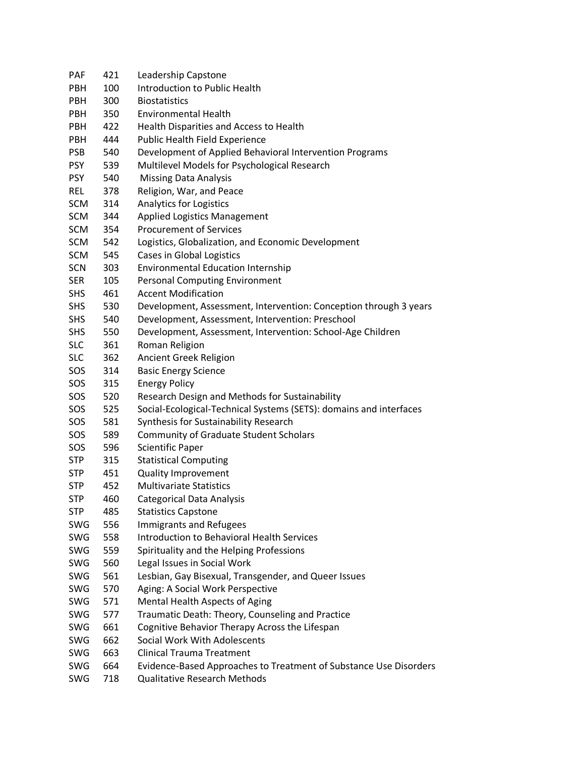| | | |
|---|---|---|
| PAF | 421 | Leadership Capstone |
| PBH | 100 | Introduction to Public Health |
| PBH | 300 | Biostatistics |
| PBH | 350 | Environmental Health |
| PBH | 422 | Health Disparities and Access to Health |
| PBH | 444 | Public Health Field Experience |
| PSB | 540 | Development of Applied Behavioral Intervention Programs |
| PSY | 539 | Multilevel Models for Psychological Research |
| PSY | 540 | Missing Data Analysis |
| REL | 378 | Religion, War, and Peace |
| SCM | 314 | Analytics for Logistics |
| SCM | 344 | Applied Logistics Management |
| SCM | 354 | Procurement of Services |
| SCM | 542 | Logistics, Globalization, and Economic Development |
| SCM | 545 | Cases in Global Logistics |
| SCN | 303 | Environmental Education Internship |
| SER | 105 | Personal Computing Environment |
| SHS | 461 | Accent Modification |
| SHS | 530 | Development, Assessment, Intervention: Conception through 3 years |
| SHS | 540 | Development, Assessment, Intervention: Preschool |
| SHS | 550 | Development, Assessment, Intervention: School-Age Children |
| SLC | 361 | Roman Religion |
| SLC | 362 | Ancient Greek Religion |
| SOS | 314 | Basic Energy Science |
| SOS | 315 | Energy Policy |
| SOS | 520 | Research Design and Methods for Sustainability |
| SOS | 525 | Social-Ecological-Technical Systems (SETS): domains and interfaces |
| SOS | 581 | Synthesis for Sustainability Research |
| SOS | 589 | Community of Graduate Student Scholars |
| SOS | 596 | Scientific Paper |
| STP | 315 | Statistical Computing |
| STP | 451 | Quality Improvement |
| STP | 452 | Multivariate Statistics |
| STP | 460 | Categorical Data Analysis |
| STP | 485 | Statistics Capstone |
| SWG | 556 | Immigrants and Refugees |
| SWG | 558 | Introduction to Behavioral Health Services |
| SWG | 559 | Spirituality and the Helping Professions |
| SWG | 560 | Legal Issues in Social Work |
| SWG | 561 | Lesbian, Gay Bisexual, Transgender, and Queer Issues |
| SWG | 570 | Aging: A Social Work Perspective |
| SWG | 571 | Mental Health Aspects of Aging |
| SWG | 577 | Traumatic Death: Theory, Counseling and Practice |
| SWG | 661 | Cognitive Behavior Therapy Across the Lifespan |
| SWG | 662 | Social Work With Adolescents |
| SWG | 663 | Clinical Trauma Treatment |
| SWG | 664 | Evidence-Based Approaches to Treatment of Substance Use Disorders |
| SWG | 718 | Qualitative Research Methods |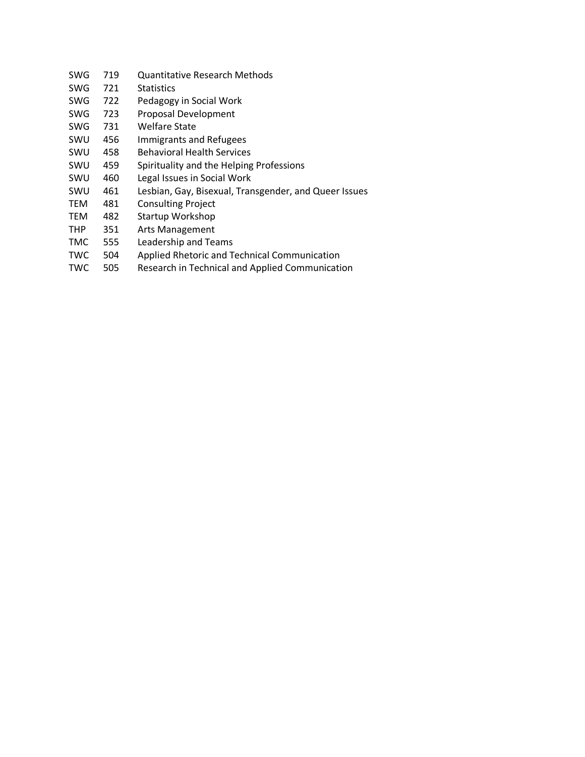| | | |
|---|---|---|
| SWG | 719 | Quantitative Research Methods |
| SWG | 721 | Statistics |
| SWG | 722 | Pedagogy in Social Work |
| SWG | 723 | Proposal Development |
| SWG | 731 | Welfare State |
| SWU | 456 | Immigrants and Refugees |
| SWU | 458 | Behavioral Health Services |
| SWU | 459 | Spirituality and the Helping Professions |
| SWU | 460 | Legal Issues in Social Work |
| SWU | 461 | Lesbian, Gay, Bisexual, Transgender, and Queer Issues |
| TEM | 481 | Consulting Project |
| TEM | 482 | Startup Workshop |
| THP | 351 | Arts Management |
| TMC | 555 | Leadership and Teams |
| TWC | 504 | Applied Rhetoric and Technical Communication |
| TWC | 505 | Research in Technical and Applied Communication |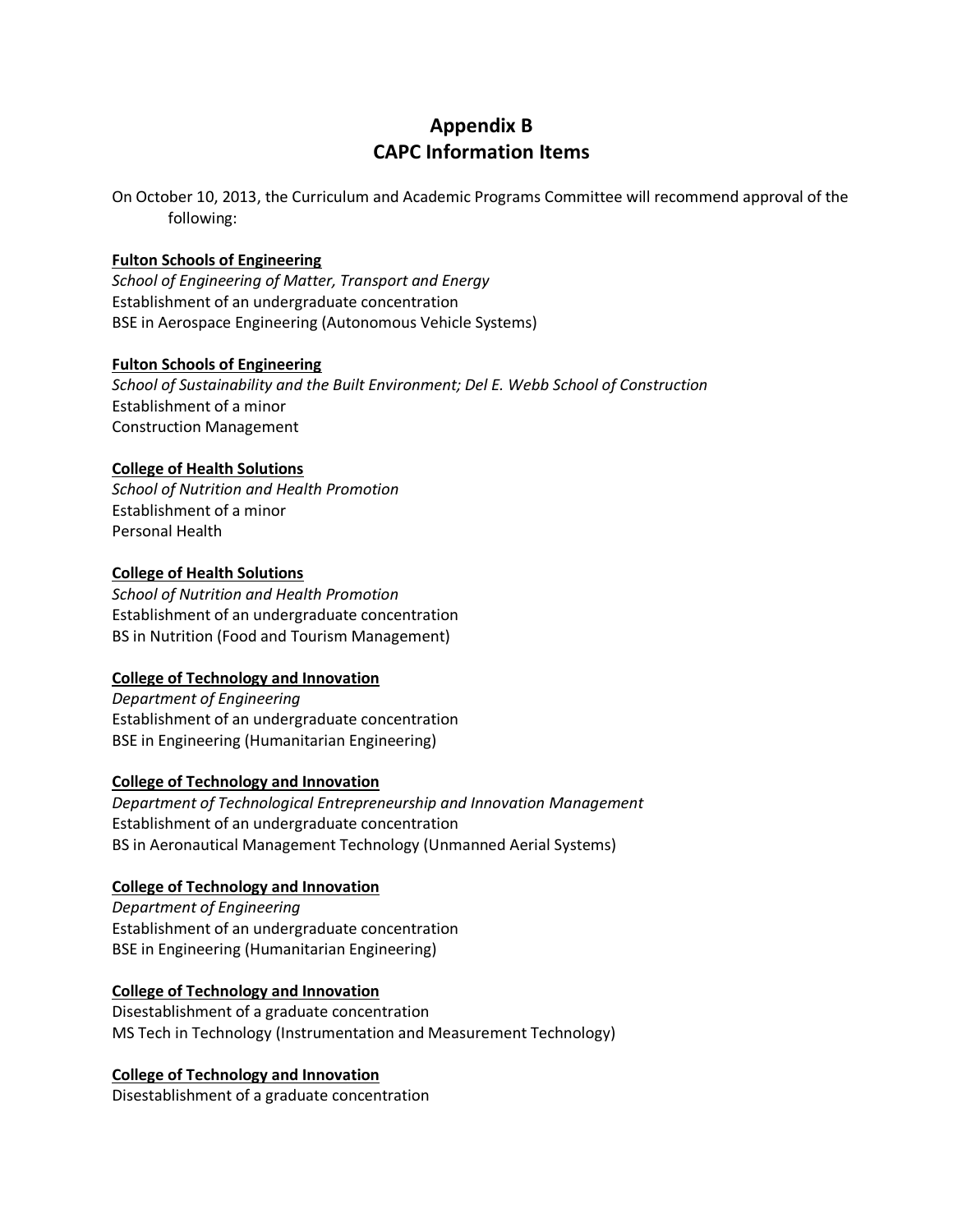# Appendix B
# CAPC Information Items

On October 10, 2013, the Curriculum and Academic Programs Committee will recommend approval of the following:

**Fulton Schools of Engineering**
*School of Engineering of Matter, Transport and Energy*
Establishment of an undergraduate concentration
BSE in Aerospace Engineering (Autonomous Vehicle Systems)

**Fulton Schools of Engineering**
*School of Sustainability and the Built Environment; Del E. Webb School of Construction*
Establishment of a minor
Construction Management

**College of Health Solutions**
*School of Nutrition and Health Promotion*
Establishment of a minor
Personal Health

**College of Health Solutions**
*School of Nutrition and Health Promotion*
Establishment of an undergraduate concentration
BS in Nutrition (Food and Tourism Management)

**College of Technology and Innovation**
*Department of Engineering*
Establishment of an undergraduate concentration
BSE in Engineering (Humanitarian Engineering)

**College of Technology and Innovation**
*Department of Technological Entrepreneurship and Innovation Management*
Establishment of an undergraduate concentration
BS in Aeronautical Management Technology (Unmanned Aerial Systems)

**College of Technology and Innovation**
*Department of Engineering*
Establishment of an undergraduate concentration
BSE in Engineering (Humanitarian Engineering)

**College of Technology and Innovation**
Disestablishment of a graduate concentration
MS Tech in Technology (Instrumentation and Measurement Technology)

**College of Technology and Innovation**
Disestablishment of a graduate concentration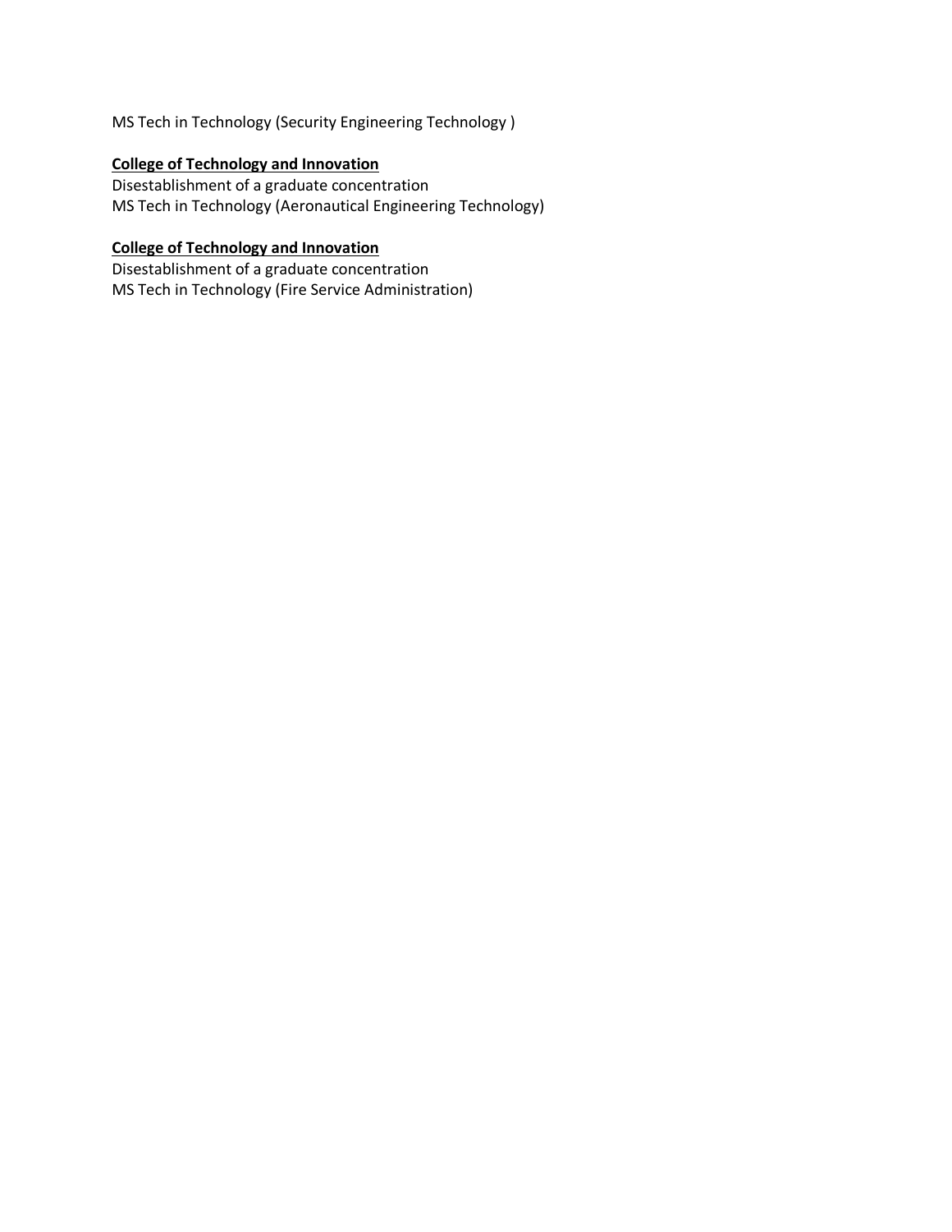MS Tech in Technology (Security Engineering Technology )

**<u>College of Technology and Innovation</u>**
Disestablishment of a graduate concentration
MS Tech in Technology (Aeronautical Engineering Technology)

**<u>College of Technology and Innovation</u>**
Disestablishment of a graduate concentration
MS Tech in Technology (Fire Service Administration)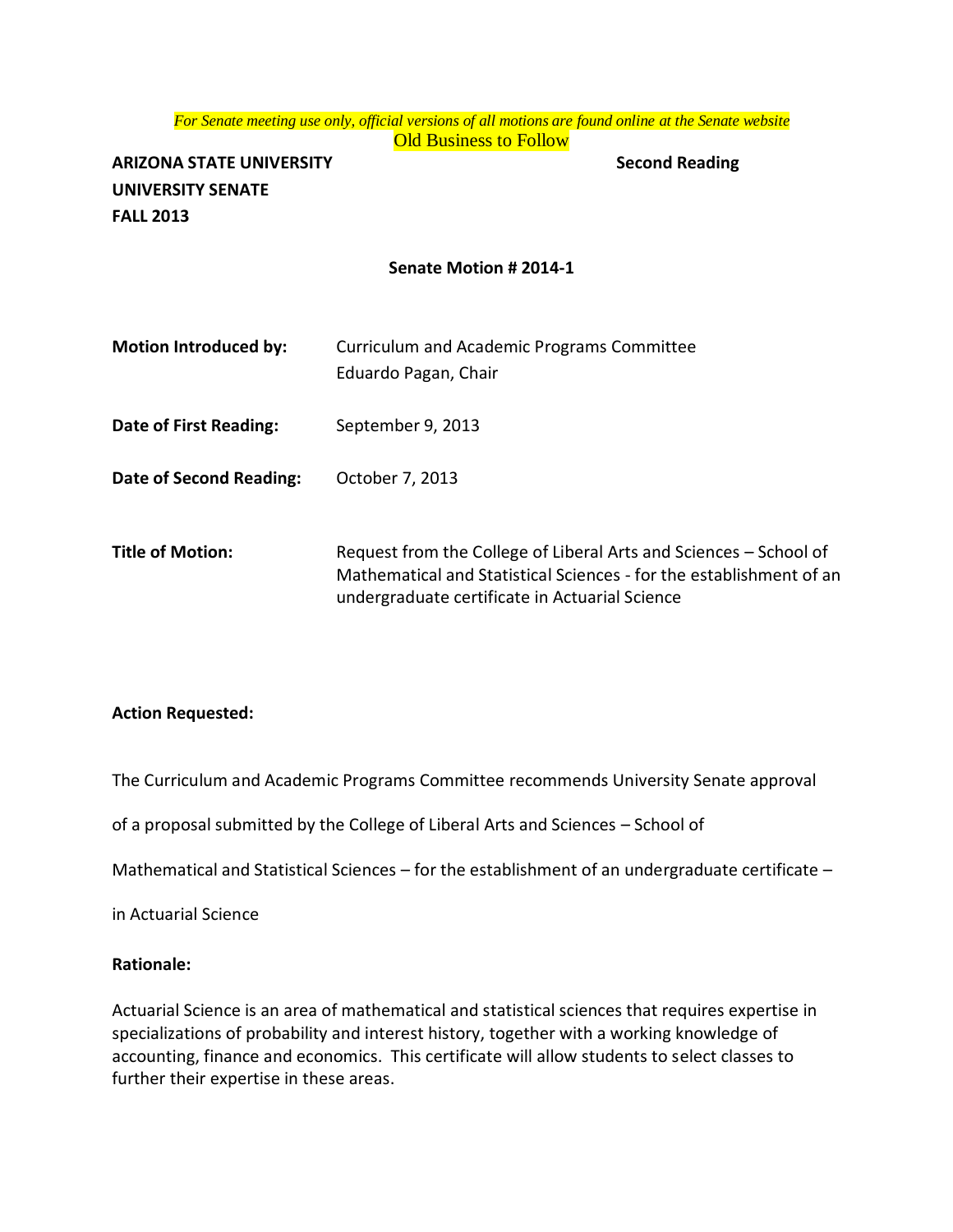*For Senate meeting use only, official versions of all motions are found online at the Senate website*

Old Business to Follow

**ARIZONA STATE UNIVERSITY** **Second Reading**
**UNIVERSITY SENATE**
**FALL 2013**

**Senate Motion # 2014-1**

**Motion Introduced by:** Curriculum and Academic Programs Committee
Eduardo Pagan, Chair

**Date of First Reading:** September 9, 2013

**Date of Second Reading:** October 7, 2013

**Title of Motion:** Request from the College of Liberal Arts and Sciences – School of Mathematical and Statistical Sciences - for the establishment of an undergraduate certificate in Actuarial Science

**Action Requested:**

The Curriculum and Academic Programs Committee recommends University Senate approval of a proposal submitted by the College of Liberal Arts and Sciences – School of Mathematical and Statistical Sciences – for the establishment of an undergraduate certificate – in Actuarial Science

**Rationale:**

Actuarial Science is an area of mathematical and statistical sciences that requires expertise in specializations of probability and interest history, together with a working knowledge of accounting, finance and economics. This certificate will allow students to select classes to further their expertise in these areas.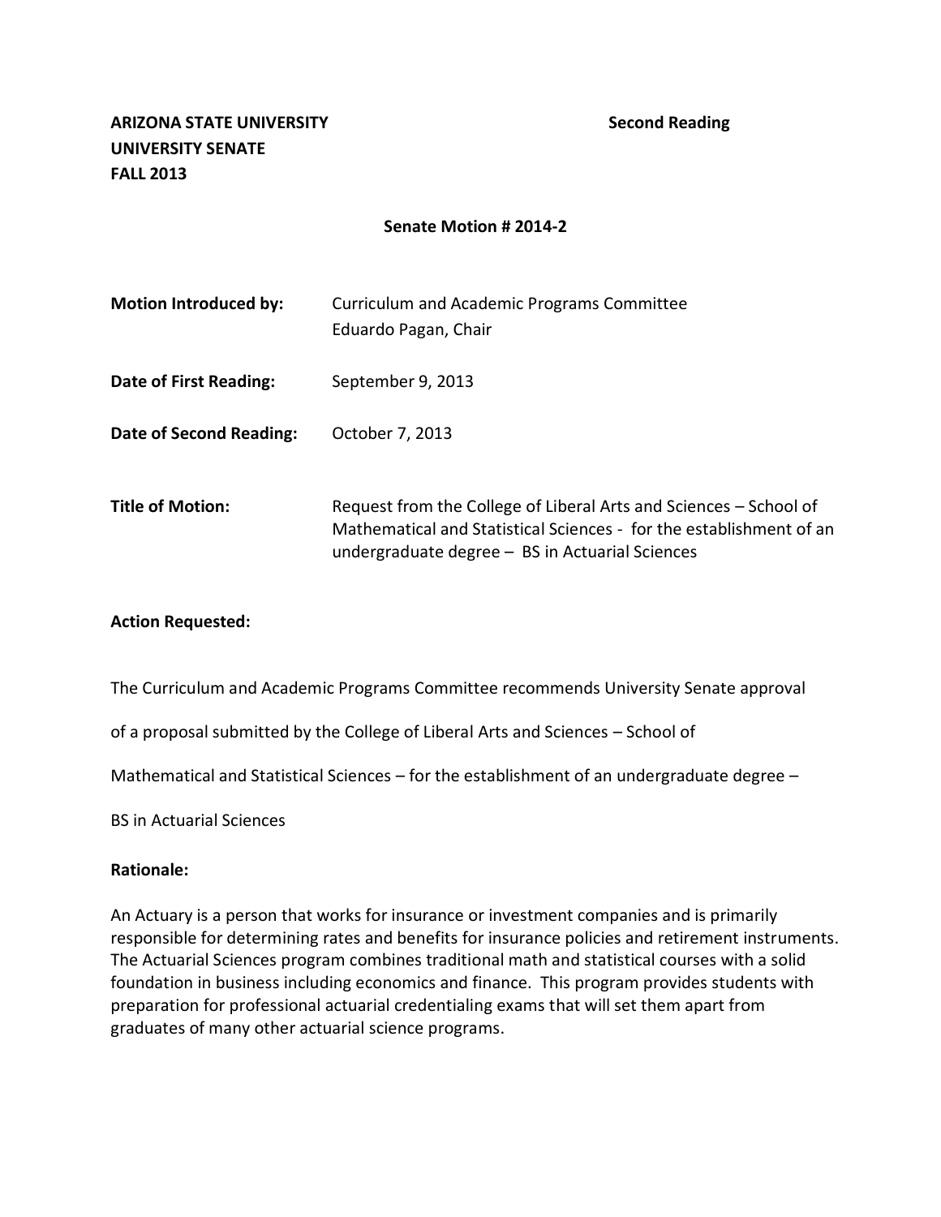**ARIZONA STATE UNIVERSITY** **Second Reading**
**UNIVERSITY SENATE**
**FALL 2013**

**Senate Motion # 2014-2**

| | |
|---|---|
| **Motion Introduced by:** | Curriculum and Academic Programs Committee<br>Eduardo Pagan, Chair |
| **Date of First Reading:** | September 9, 2013 |
| **Date of Second Reading:** | October 7, 2013 |
| **Title of Motion:** | Request from the College of Liberal Arts and Sciences – School of Mathematical and Statistical Sciences - for the establishment of an undergraduate degree – BS in Actuarial Sciences |

**Action Requested:**

The Curriculum and Academic Programs Committee recommends University Senate approval of a proposal submitted by the College of Liberal Arts and Sciences – School of Mathematical and Statistical Sciences – for the establishment of an undergraduate degree – BS in Actuarial Sciences

**Rationale:**

An Actuary is a person that works for insurance or investment companies and is primarily responsible for determining rates and benefits for insurance policies and retirement instruments. The Actuarial Sciences program combines traditional math and statistical courses with a solid foundation in business including economics and finance. This program provides students with preparation for professional actuarial credentialing exams that will set them apart from graduates of many other actuarial science programs.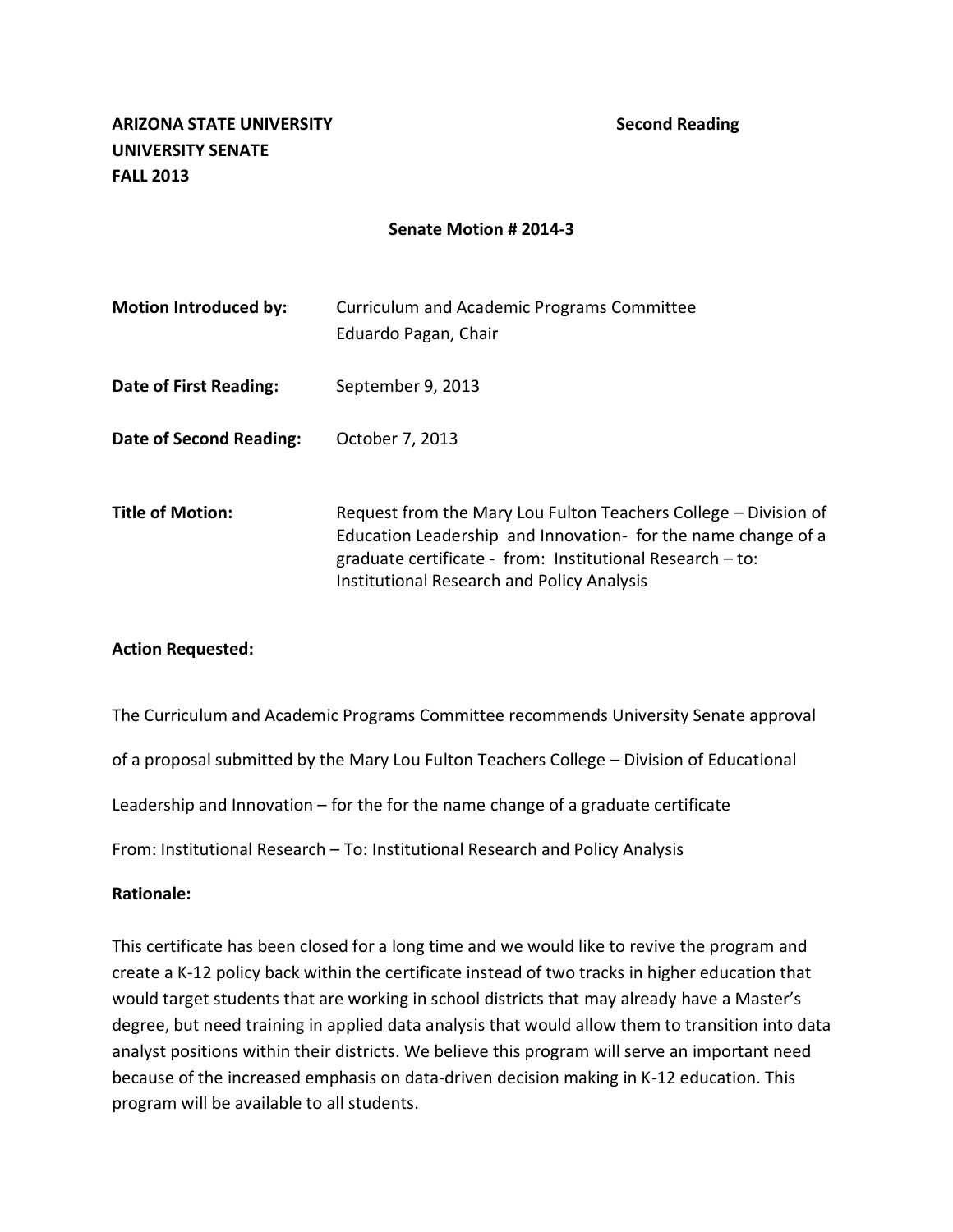**ARIZONA STATE UNIVERSITY** **Second Reading**
**UNIVERSITY SENATE**
**FALL 2013**

**Senate Motion # 2014-3**

**Motion Introduced by:** Curriculum and Academic Programs Committee
Eduardo Pagan, Chair

**Date of First Reading:** September 9, 2013

**Date of Second Reading:** October 7, 2013

**Title of Motion:** Request from the Mary Lou Fulton Teachers College – Division of Education Leadership and Innovation- for the name change of a graduate certificate - from: Institutional Research – to: Institutional Research and Policy Analysis

**Action Requested:**

The Curriculum and Academic Programs Committee recommends University Senate approval of a proposal submitted by the Mary Lou Fulton Teachers College – Division of Educational Leadership and Innovation – for the for the name change of a graduate certificate

From: Institutional Research – To: Institutional Research and Policy Analysis

**Rationale:**

This certificate has been closed for a long time and we would like to revive the program and create a K-12 policy back within the certificate instead of two tracks in higher education that would target students that are working in school districts that may already have a Master's degree, but need training in applied data analysis that would allow them to transition into data analyst positions within their districts. We believe this program will serve an important need because of the increased emphasis on data-driven decision making in K-12 education. This program will be available to all students.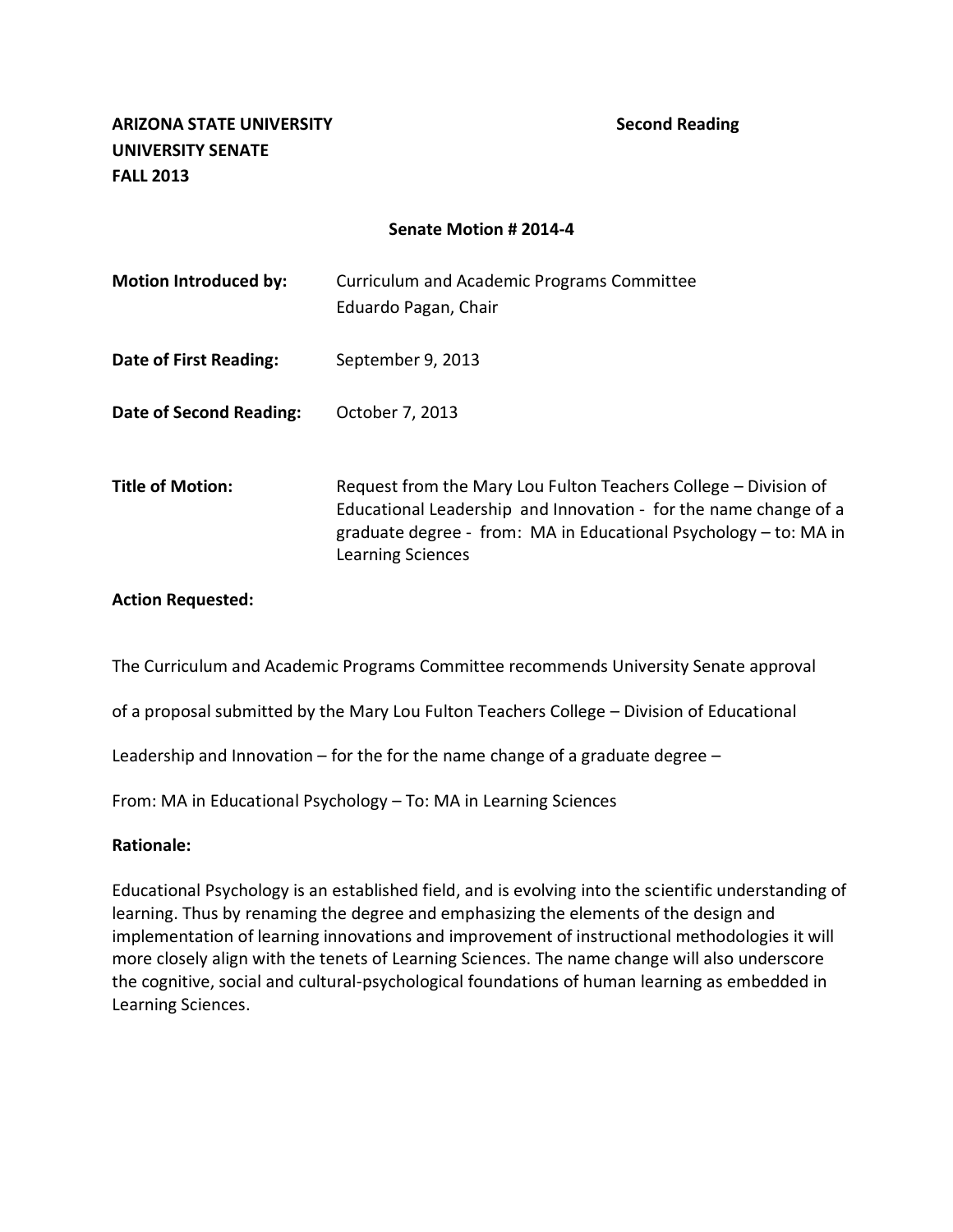**ARIZONA STATE UNIVERSITY**
**UNIVERSITY SENATE**
**FALL 2013**

**Second Reading**

**Senate Motion # 2014-4**

| | |
|---|---|
| **Motion Introduced by:** | Curriculum and Academic Programs Committee<br>Eduardo Pagan, Chair |
| **Date of First Reading:** | September 9, 2013 |
| **Date of Second Reading:** | October 7, 2013 |
| **Title of Motion:** | Request from the Mary Lou Fulton Teachers College – Division of Educational Leadership and Innovation - for the name change of a graduate degree - from: MA in Educational Psychology – to: MA in Learning Sciences |

**Action Requested:**

The Curriculum and Academic Programs Committee recommends University Senate approval of a proposal submitted by the Mary Lou Fulton Teachers College – Division of Educational Leadership and Innovation – for the for the name change of a graduate degree –

From: MA in Educational Psychology – To: MA in Learning Sciences

**Rationale:**

Educational Psychology is an established field, and is evolving into the scientific understanding of learning. Thus by renaming the degree and emphasizing the elements of the design and implementation of learning innovations and improvement of instructional methodologies it will more closely align with the tenets of Learning Sciences. The name change will also underscore the cognitive, social and cultural-psychological foundations of human learning as embedded in Learning Sciences.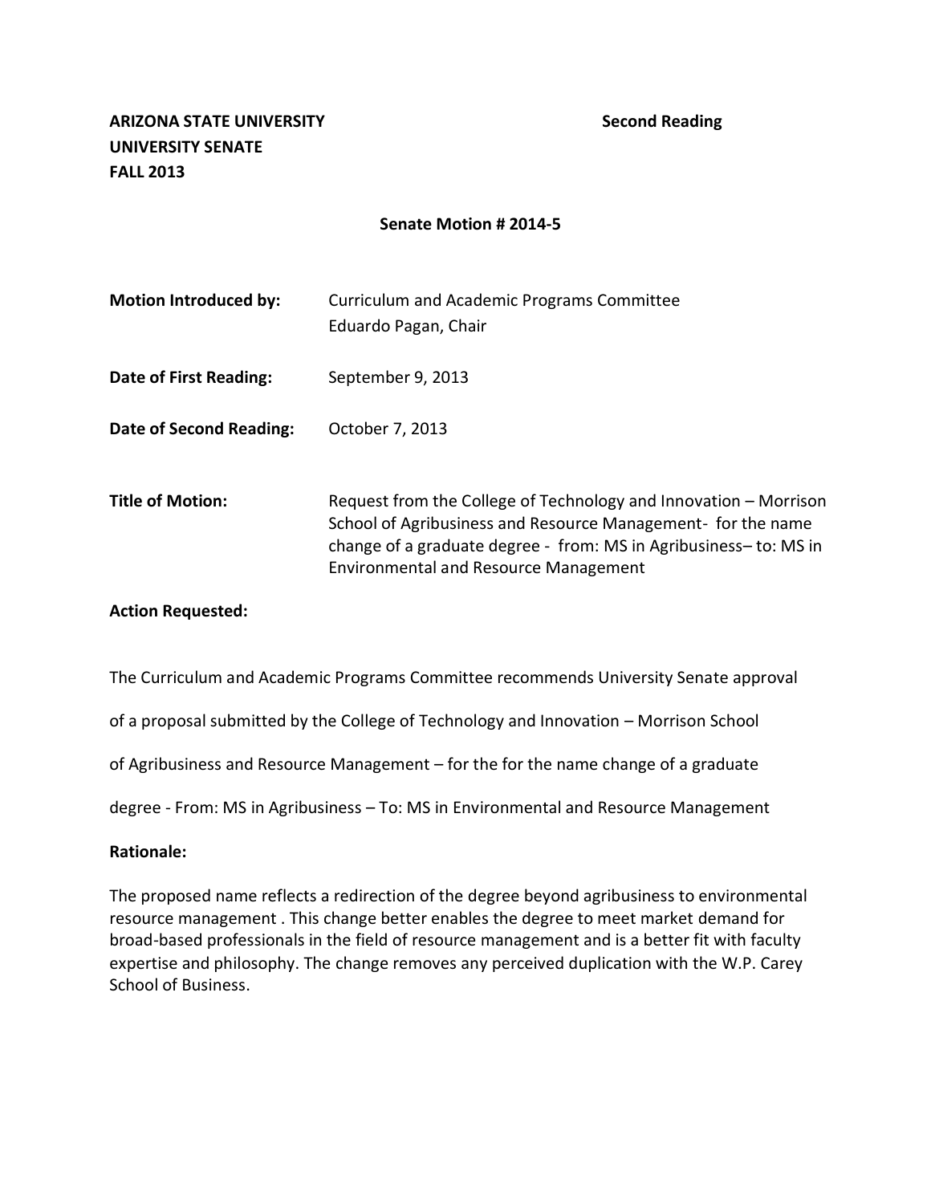**ARIZONA STATE UNIVERSITY** **Second Reading**
**UNIVERSITY SENATE**
**FALL 2013**

**Senate Motion # 2014-5**

**Motion Introduced by:** Curriculum and Academic Programs Committee
Eduardo Pagan, Chair

**Date of First Reading:** September 9, 2013

**Date of Second Reading:** October 7, 2013

**Title of Motion:** Request from the College of Technology and Innovation – Morrison School of Agribusiness and Resource Management- for the name change of a graduate degree - from: MS in Agribusiness– to: MS in Environmental and Resource Management

**Action Requested:**

The Curriculum and Academic Programs Committee recommends University Senate approval of a proposal submitted by the College of Technology and Innovation – Morrison School of Agribusiness and Resource Management – for the for the name change of a graduate degree - From: MS in Agribusiness – To: MS in Environmental and Resource Management

**Rationale:**

The proposed name reflects a redirection of the degree beyond agribusiness to environmental resource management . This change better enables the degree to meet market demand for broad-based professionals in the field of resource management and is a better fit with faculty expertise and philosophy. The change removes any perceived duplication with the W.P. Carey School of Business.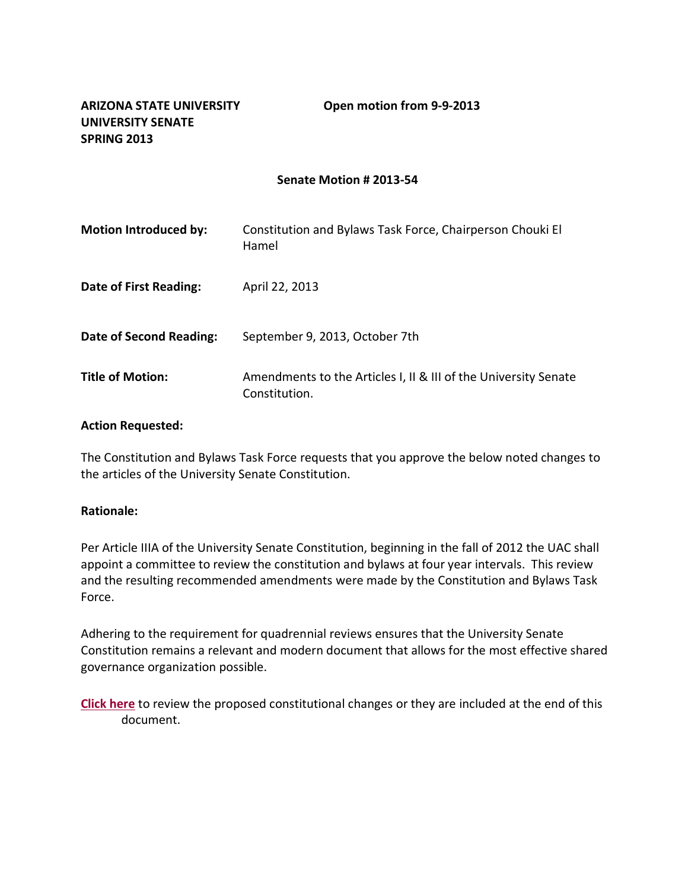**ARIZONA STATE UNIVERSITY**
**UNIVERSITY SENATE**
**SPRING 2013**

**Open motion from 9-9-2013**

**Senate Motion # 2013-54**

| | |
|---|---|
| **Motion Introduced by:** | Constitution and Bylaws Task Force, Chairperson Chouki El Hamel |
| **Date of First Reading:** | April 22, 2013 |
| **Date of Second Reading:** | September 9, 2013, October 7th |
| **Title of Motion:** | Amendments to the Articles I, II & III of the University Senate Constitution. |

**Action Requested:**

The Constitution and Bylaws Task Force requests that you approve the below noted changes to the articles of the University Senate Constitution.

**Rationale:**

Per Article IIIA of the University Senate Constitution, beginning in the fall of 2012 the UAC shall appoint a committee to review the constitution and bylaws at four year intervals. This review and the resulting recommended amendments were made by the Constitution and Bylaws Task Force.

Adhering to the requirement for quadrennial reviews ensures that the University Senate Constitution remains a relevant and modern document that allows for the most effective shared governance organization possible.

**Click here** to review the proposed constitutional changes or they are included at the end of this document.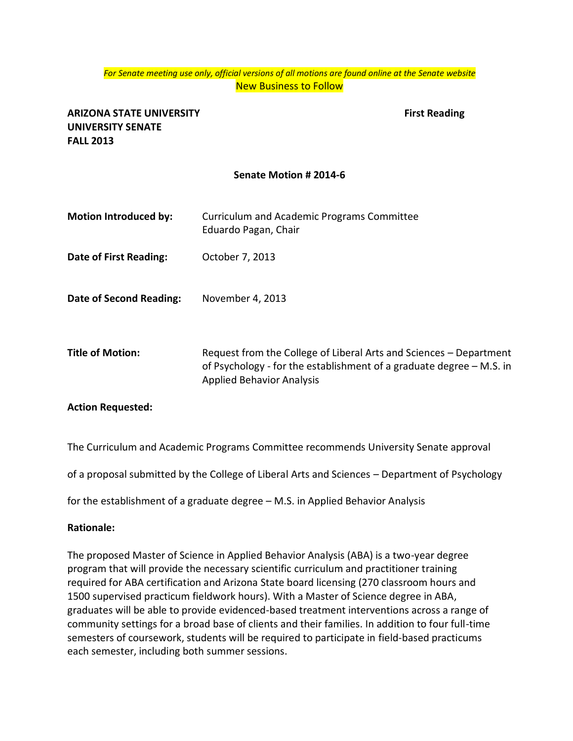*For Senate meeting use only, official versions of all motions are found online at the Senate website*
New Business to Follow

**ARIZONA STATE UNIVERSITY**
**UNIVERSITY SENATE**
**FALL 2013**

**First Reading**

**Senate Motion # 2014-6**

**Motion Introduced by:** Curriculum and Academic Programs Committee
Eduardo Pagan, Chair

**Date of First Reading:** October 7, 2013

**Date of Second Reading:** November 4, 2013

**Title of Motion:** Request from the College of Liberal Arts and Sciences – Department of Psychology - for the establishment of a graduate degree – M.S. in Applied Behavior Analysis

**Action Requested:**

The Curriculum and Academic Programs Committee recommends University Senate approval of a proposal submitted by the College of Liberal Arts and Sciences – Department of Psychology for the establishment of a graduate degree – M.S. in Applied Behavior Analysis

**Rationale:**

The proposed Master of Science in Applied Behavior Analysis (ABA) is a two-year degree program that will provide the necessary scientific curriculum and practitioner training required for ABA certification and Arizona State board licensing (270 classroom hours and 1500 supervised practicum fieldwork hours). With a Master of Science degree in ABA, graduates will be able to provide evidenced-based treatment interventions across a range of community settings for a broad base of clients and their families. In addition to four full-time semesters of coursework, students will be required to participate in field-based practicums each semester, including both summer sessions.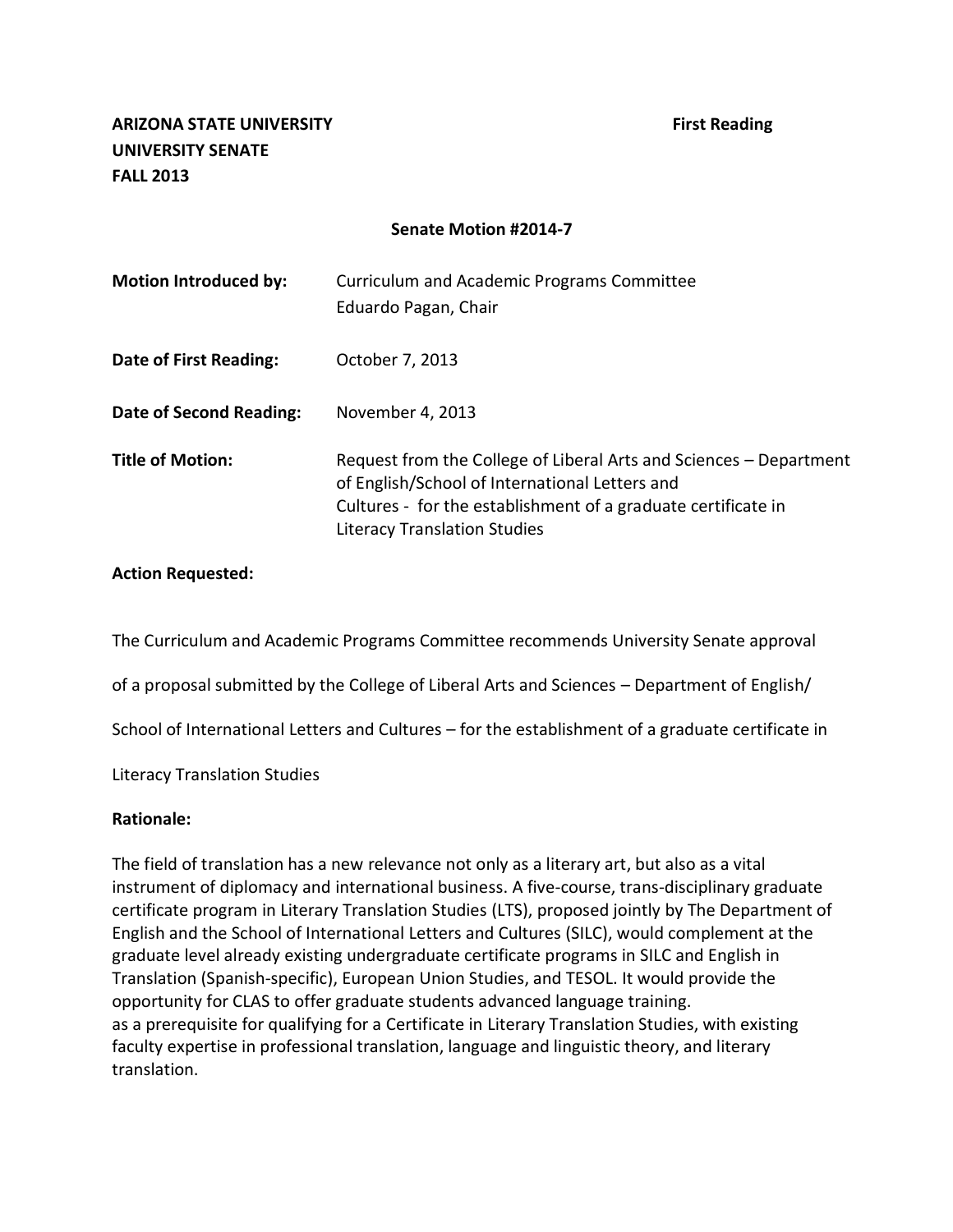**ARIZONA STATE UNIVERSITY** **First Reading**
**UNIVERSITY SENATE**
**FALL 2013**

**Senate Motion #2014-7**

| | |
|---|---|
| **Motion Introduced by:** | Curriculum and Academic Programs Committee<br>Eduardo Pagan, Chair |
| **Date of First Reading:** | October 7, 2013 |
| **Date of Second Reading:** | November 4, 2013 |
| **Title of Motion:** | Request from the College of Liberal Arts and Sciences – Department of English/School of International Letters and Cultures - for the establishment of a graduate certificate in Literacy Translation Studies |

**Action Requested:**

The Curriculum and Academic Programs Committee recommends University Senate approval of a proposal submitted by the College of Liberal Arts and Sciences – Department of English/ School of International Letters and Cultures – for the establishment of a graduate certificate in Literacy Translation Studies

**Rationale:**

The field of translation has a new relevance not only as a literary art, but also as a vital instrument of diplomacy and international business. A five-course, trans-disciplinary graduate certificate program in Literary Translation Studies (LTS), proposed jointly by The Department of English and the School of International Letters and Cultures (SILC), would complement at the graduate level already existing undergraduate certificate programs in SILC and English in Translation (Spanish-specific), European Union Studies, and TESOL. It would provide the opportunity for CLAS to offer graduate students advanced language training.
as a prerequisite for qualifying for a Certificate in Literary Translation Studies, with existing faculty expertise in professional translation, language and linguistic theory, and literary translation.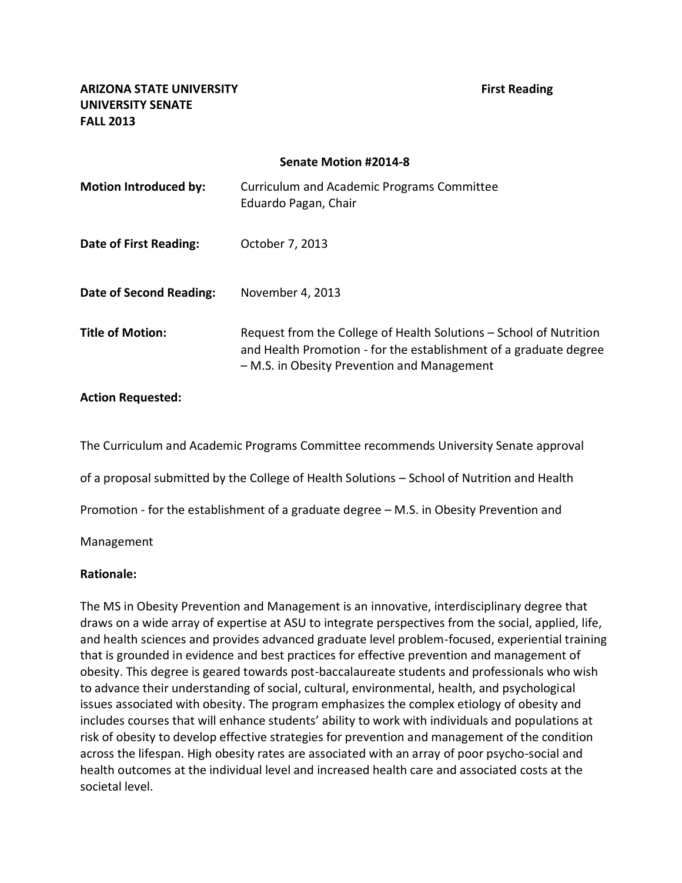**ARIZONA STATE UNIVERSITY** **First Reading**
**UNIVERSITY SENATE**
**FALL 2013**

**Senate Motion #2014-8**

| | |
|---|---|
| **Motion Introduced by:** | Curriculum and Academic Programs Committee<br>Eduardo Pagan, Chair |
| **Date of First Reading:** | October 7, 2013 |
| **Date of Second Reading:** | November 4, 2013 |
| **Title of Motion:** | Request from the College of Health Solutions – School of Nutrition and Health Promotion - for the establishment of a graduate degree – M.S. in Obesity Prevention and Management |

**Action Requested:**

The Curriculum and Academic Programs Committee recommends University Senate approval of a proposal submitted by the College of Health Solutions – School of Nutrition and Health Promotion - for the establishment of a graduate degree – M.S. in Obesity Prevention and Management

**Rationale:**

The MS in Obesity Prevention and Management is an innovative, interdisciplinary degree that draws on a wide array of expertise at ASU to integrate perspectives from the social, applied, life, and health sciences and provides advanced graduate level problem-focused, experiential training that is grounded in evidence and best practices for effective prevention and management of obesity. This degree is geared towards post-baccalaureate students and professionals who wish to advance their understanding of social, cultural, environmental, health, and psychological issues associated with obesity. The program emphasizes the complex etiology of obesity and includes courses that will enhance students' ability to work with individuals and populations at risk of obesity to develop effective strategies for prevention and management of the condition across the lifespan. High obesity rates are associated with an array of poor psycho-social and health outcomes at the individual level and increased health care and associated costs at the societal level.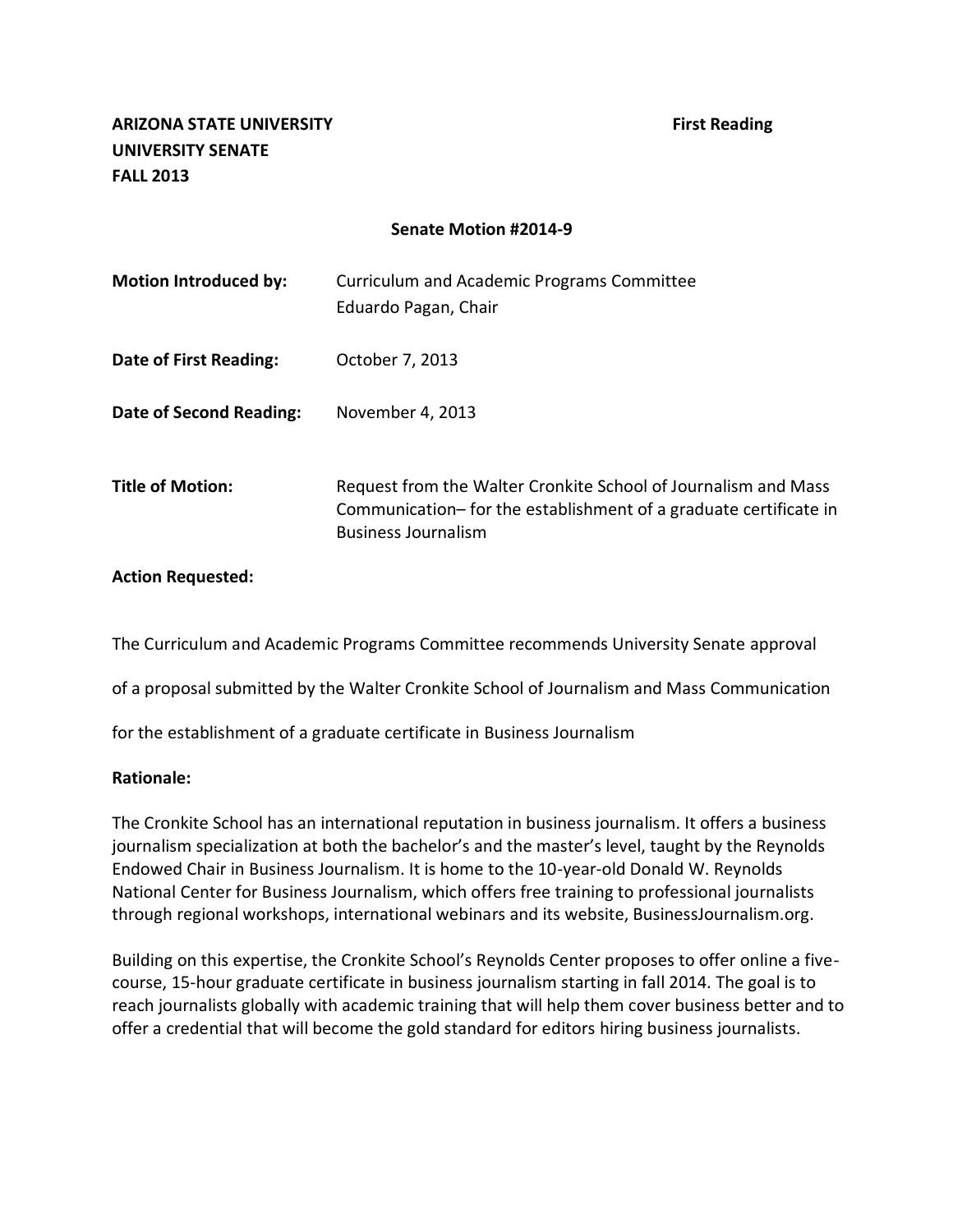**ARIZONA STATE UNIVERSITY**
**UNIVERSITY SENATE**
**FALL 2013**

**First Reading**

**Senate Motion #2014-9**

| | |
|---|---|
| **Motion Introduced by:** | Curriculum and Academic Programs Committee<br>Eduardo Pagan, Chair |
| **Date of First Reading:** | October 7, 2013 |
| **Date of Second Reading:** | November 4, 2013 |
| **Title of Motion:** | Request from the Walter Cronkite School of Journalism and Mass Communication– for the establishment of a graduate certificate in Business Journalism |

**Action Requested:**

The Curriculum and Academic Programs Committee recommends University Senate approval of a proposal submitted by the Walter Cronkite School of Journalism and Mass Communication for the establishment of a graduate certificate in Business Journalism

**Rationale:**

The Cronkite School has an international reputation in business journalism. It offers a business journalism specialization at both the bachelor's and the master's level, taught by the Reynolds Endowed Chair in Business Journalism. It is home to the 10-year-old Donald W. Reynolds National Center for Business Journalism, which offers free training to professional journalists through regional workshops, international webinars and its website, BusinessJournalism.org.

Building on this expertise, the Cronkite School's Reynolds Center proposes to offer online a five-course, 15-hour graduate certificate in business journalism starting in fall 2014. The goal is to reach journalists globally with academic training that will help them cover business better and to offer a credential that will become the gold standard for editors hiring business journalists.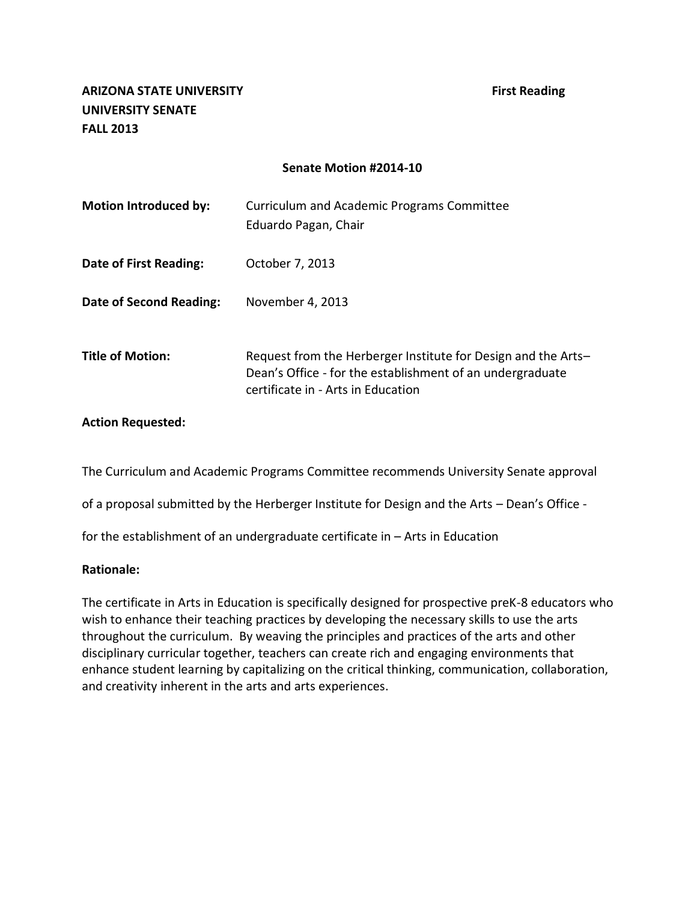**ARIZONA STATE UNIVERSITY** **First Reading**
**UNIVERSITY SENATE**
**FALL 2013**

**Senate Motion #2014-10**

**Motion Introduced by:** Curriculum and Academic Programs Committee
Eduardo Pagan, Chair

**Date of First Reading:** October 7, 2013

**Date of Second Reading:** November 4, 2013

**Title of Motion:** Request from the Herberger Institute for Design and the Arts– Dean's Office - for the establishment of an undergraduate certificate in - Arts in Education

**Action Requested:**

The Curriculum and Academic Programs Committee recommends University Senate approval of a proposal submitted by the Herberger Institute for Design and the Arts – Dean's Office - for the establishment of an undergraduate certificate in – Arts in Education

**Rationale:**

The certificate in Arts in Education is specifically designed for prospective preK-8 educators who wish to enhance their teaching practices by developing the necessary skills to use the arts throughout the curriculum. By weaving the principles and practices of the arts and other disciplinary curricular together, teachers can create rich and engaging environments that enhance student learning by capitalizing on the critical thinking, communication, collaboration, and creativity inherent in the arts and arts experiences.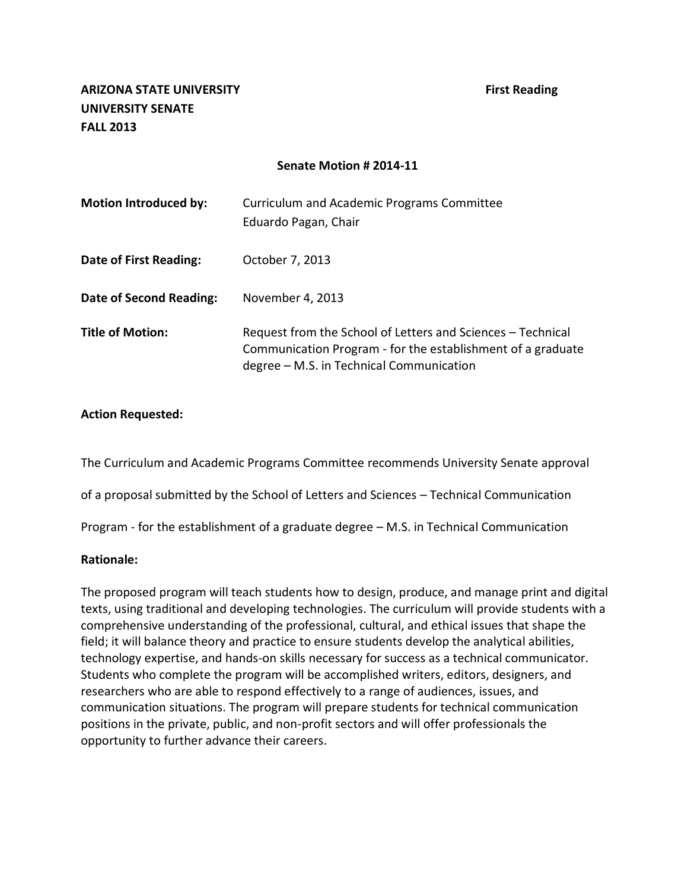**ARIZONA STATE UNIVERSITY** **First Reading**
**UNIVERSITY SENATE**
**FALL 2013**

**Senate Motion # 2014-11**

**Motion Introduced by:** Curriculum and Academic Programs Committee
Eduardo Pagan, Chair

**Date of First Reading:** October 7, 2013

**Date of Second Reading:** November 4, 2013

**Title of Motion:** Request from the School of Letters and Sciences – Technical Communication Program - for the establishment of a graduate degree – M.S. in Technical Communication

**Action Requested:**

The Curriculum and Academic Programs Committee recommends University Senate approval of a proposal submitted by the School of Letters and Sciences – Technical Communication Program - for the establishment of a graduate degree – M.S. in Technical Communication

**Rationale:**

The proposed program will teach students how to design, produce, and manage print and digital texts, using traditional and developing technologies. The curriculum will provide students with a comprehensive understanding of the professional, cultural, and ethical issues that shape the field; it will balance theory and practice to ensure students develop the analytical abilities, technology expertise, and hands-on skills necessary for success as a technical communicator. Students who complete the program will be accomplished writers, editors, designers, and researchers who are able to respond effectively to a range of audiences, issues, and communication situations. The program will prepare students for technical communication positions in the private, public, and non-profit sectors and will offer professionals the opportunity to further advance their careers.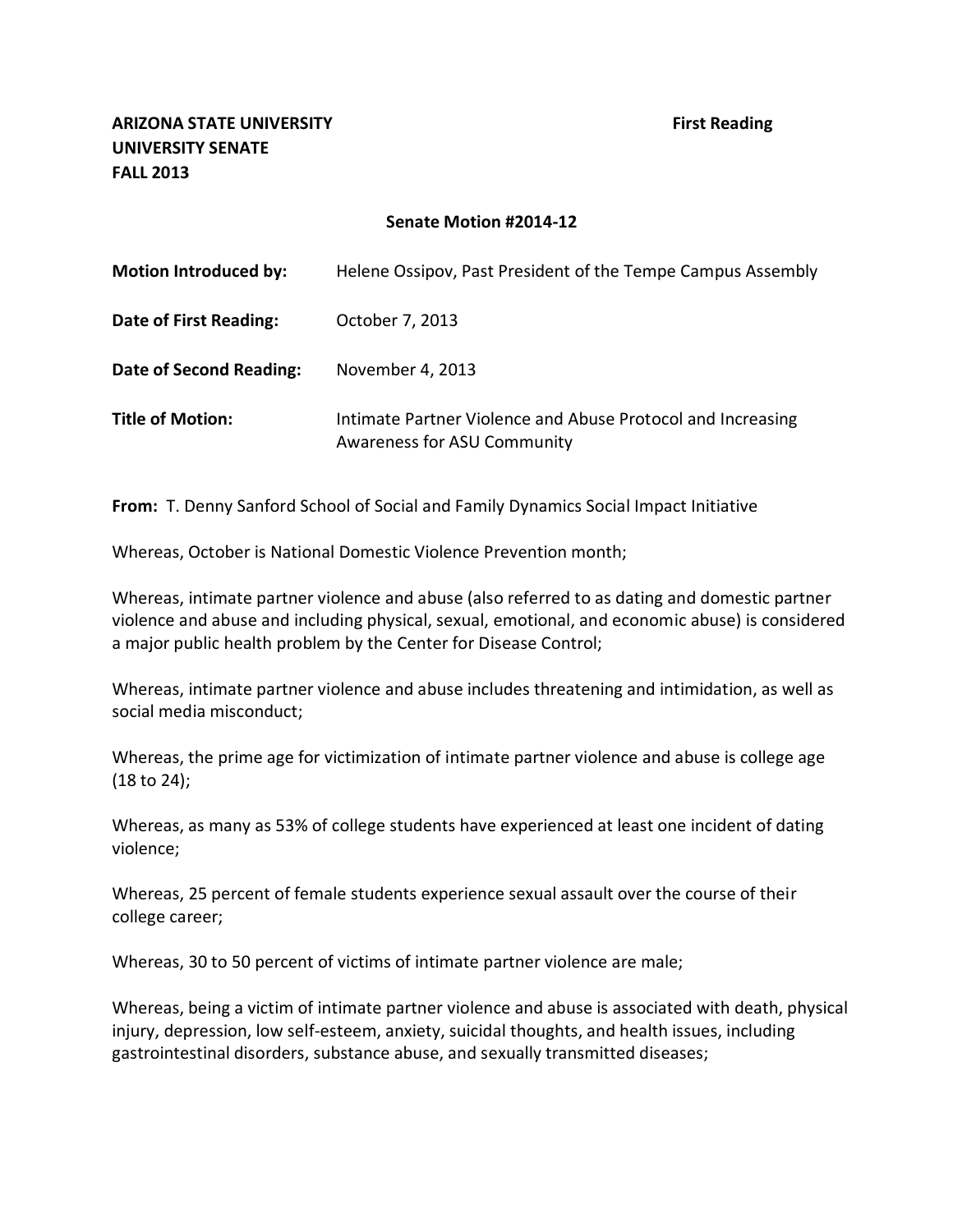**ARIZONA STATE UNIVERSITY** **First Reading**
**UNIVERSITY SENATE**
**FALL 2013**

**Senate Motion #2014-12**

| | |
|---|---|
| **Motion Introduced by:** | Helene Ossipov, Past President of the Tempe Campus Assembly |
| **Date of First Reading:** | October 7, 2013 |
| **Date of Second Reading:** | November 4, 2013 |
| **Title of Motion:** | Intimate Partner Violence and Abuse Protocol and Increasing Awareness for ASU Community |

**From:** T. Denny Sanford School of Social and Family Dynamics Social Impact Initiative

Whereas, October is National Domestic Violence Prevention month;

Whereas, intimate partner violence and abuse (also referred to as dating and domestic partner violence and abuse and including physical, sexual, emotional, and economic abuse) is considered a major public health problem by the Center for Disease Control;

Whereas, intimate partner violence and abuse includes threatening and intimidation, as well as social media misconduct;

Whereas, the prime age for victimization of intimate partner violence and abuse is college age (18 to 24);

Whereas, as many as 53% of college students have experienced at least one incident of dating violence;

Whereas, 25 percent of female students experience sexual assault over the course of their college career;

Whereas, 30 to 50 percent of victims of intimate partner violence are male;

Whereas, being a victim of intimate partner violence and abuse is associated with death, physical injury, depression, low self-esteem, anxiety, suicidal thoughts, and health issues, including gastrointestinal disorders, substance abuse, and sexually transmitted diseases;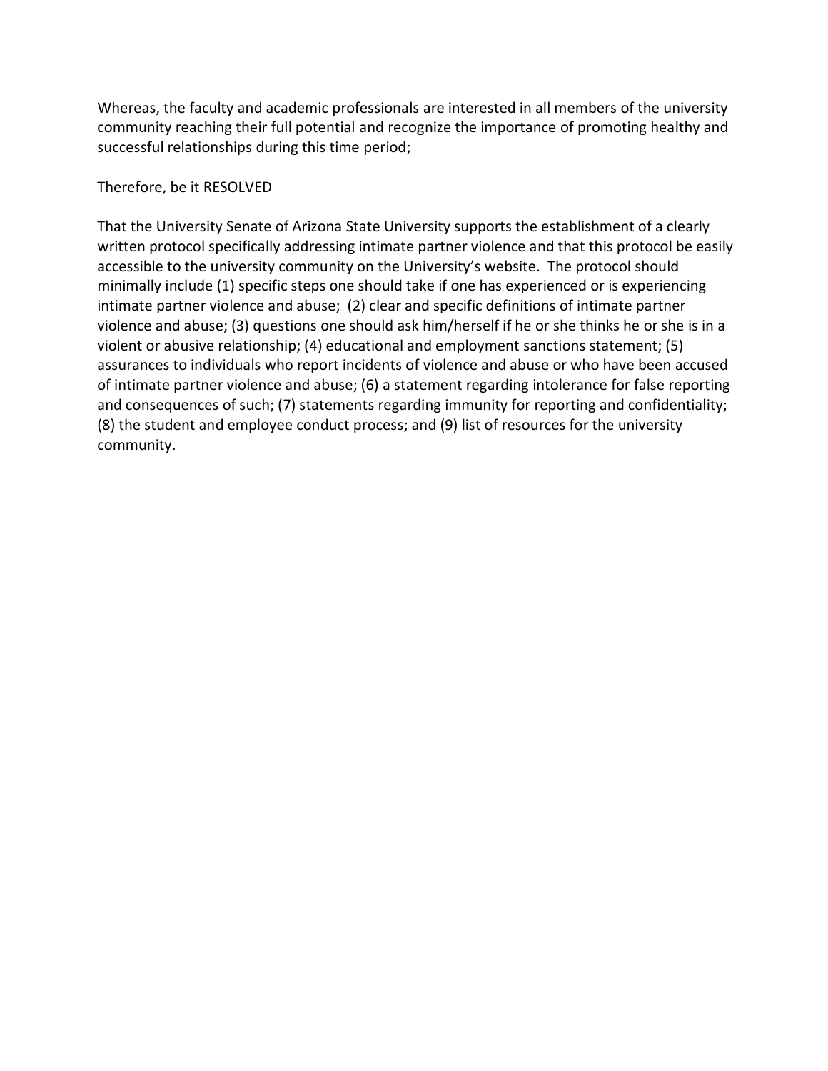Whereas, the faculty and academic professionals are interested in all members of the university community reaching their full potential and recognize the importance of promoting healthy and successful relationships during this time period;

Therefore, be it RESOLVED

That the University Senate of Arizona State University supports the establishment of a clearly written protocol specifically addressing intimate partner violence and that this protocol be easily accessible to the university community on the University's website. The protocol should minimally include (1) specific steps one should take if one has experienced or is experiencing intimate partner violence and abuse; (2) clear and specific definitions of intimate partner violence and abuse; (3) questions one should ask him/herself if he or she thinks he or she is in a violent or abusive relationship; (4) educational and employment sanctions statement; (5) assurances to individuals who report incidents of violence and abuse or who have been accused of intimate partner violence and abuse; (6) a statement regarding intolerance for false reporting and consequences of such; (7) statements regarding immunity for reporting and confidentiality; (8) the student and employee conduct process; and (9) list of resources for the university community.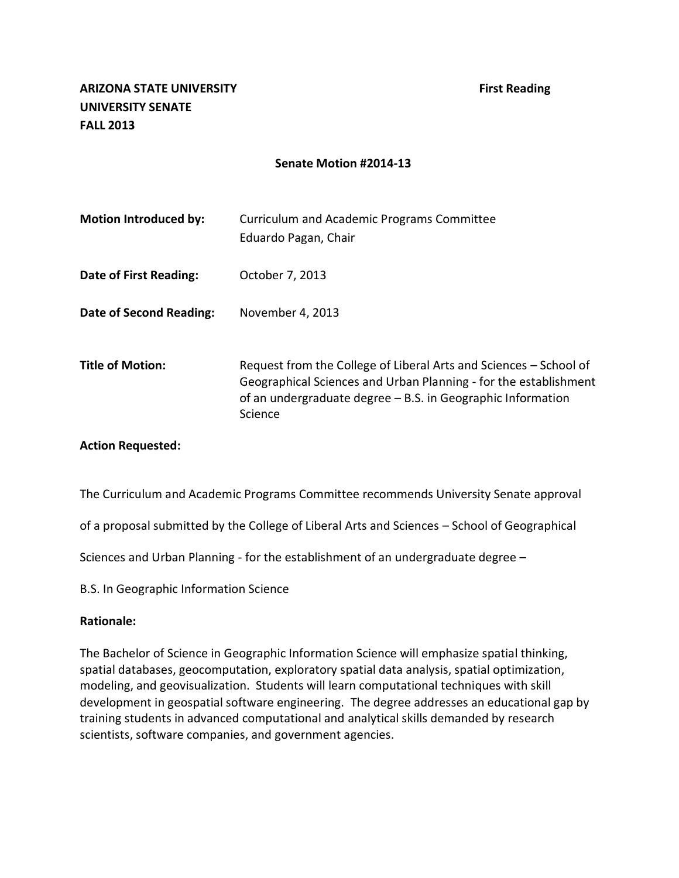**ARIZONA STATE UNIVERSITY** **First Reading**
**UNIVERSITY SENATE**
**FALL 2013**

**Senate Motion #2014-13**

**Motion Introduced by:** Curriculum and Academic Programs Committee
Eduardo Pagan, Chair

**Date of First Reading:** October 7, 2013

**Date of Second Reading:** November 4, 2013

**Title of Motion:** Request from the College of Liberal Arts and Sciences – School of Geographical Sciences and Urban Planning - for the establishment of an undergraduate degree – B.S. in Geographic Information Science

**Action Requested:**

The Curriculum and Academic Programs Committee recommends University Senate approval of a proposal submitted by the College of Liberal Arts and Sciences – School of Geographical Sciences and Urban Planning - for the establishment of an undergraduate degree – B.S. In Geographic Information Science

**Rationale:**

The Bachelor of Science in Geographic Information Science will emphasize spatial thinking, spatial databases, geocomputation, exploratory spatial data analysis, spatial optimization, modeling, and geovisualization. Students will learn computational techniques with skill development in geospatial software engineering. The degree addresses an educational gap by training students in advanced computational and analytical skills demanded by research scientists, software companies, and government agencies.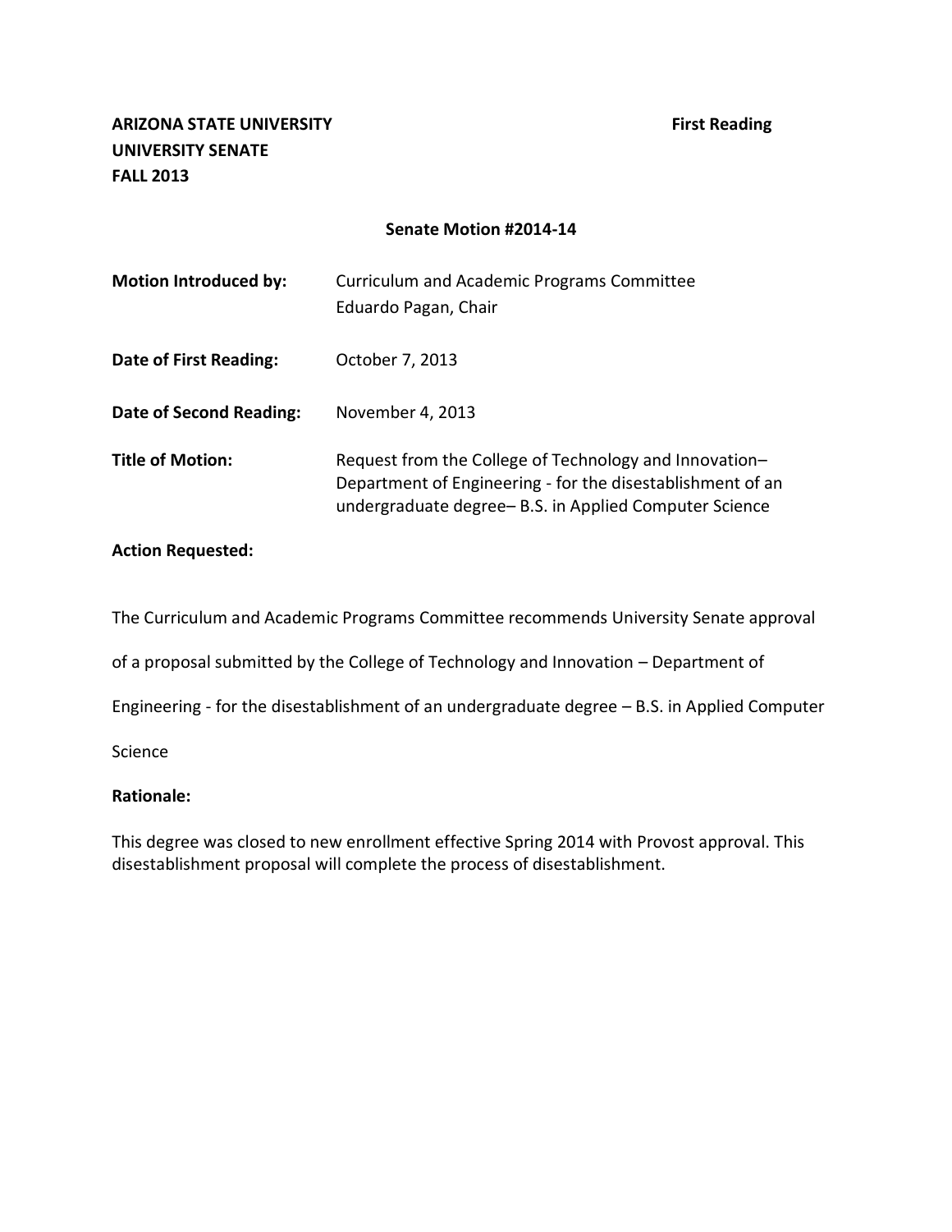**ARIZONA STATE UNIVERSITY** **First Reading**
**UNIVERSITY SENATE**
**FALL 2013**

**Senate Motion #2014-14**

| | |
|---|---|
| **Motion Introduced by:** | Curriculum and Academic Programs Committee<br>Eduardo Pagan, Chair |
| **Date of First Reading:** | October 7, 2013 |
| **Date of Second Reading:** | November 4, 2013 |
| **Title of Motion:** | Request from the College of Technology and Innovation– Department of Engineering - for the disestablishment of an undergraduate degree– B.S. in Applied Computer Science |

**Action Requested:**

The Curriculum and Academic Programs Committee recommends University Senate approval of a proposal submitted by the College of Technology and Innovation – Department of Engineering - for the disestablishment of an undergraduate degree – B.S. in Applied Computer Science

**Rationale:**

This degree was closed to new enrollment effective Spring 2014 with Provost approval. This disestablishment proposal will complete the process of disestablishment.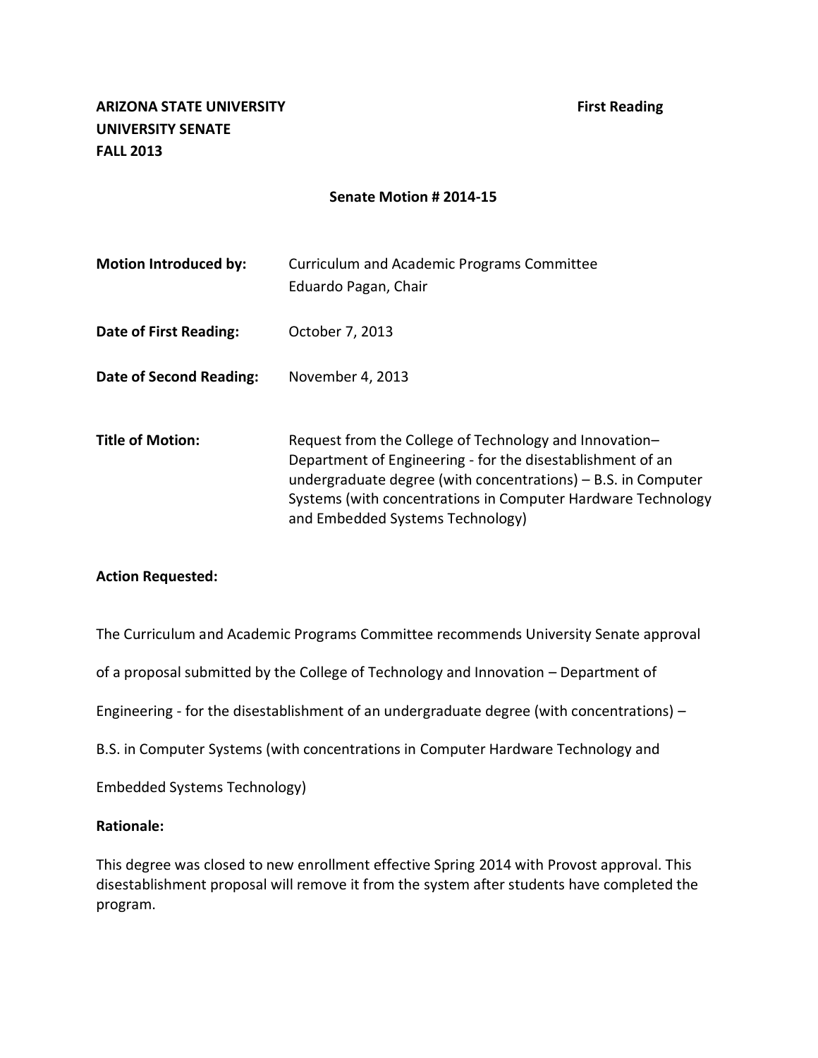**ARIZONA STATE UNIVERSITY** **First Reading**
**UNIVERSITY SENATE**
**FALL 2013**

**Senate Motion # 2014-15**

| | |
|---|---|
| **Motion Introduced by:** | Curriculum and Academic Programs Committee<br>Eduardo Pagan, Chair |
| **Date of First Reading:** | October 7, 2013 |
| **Date of Second Reading:** | November 4, 2013 |
| **Title of Motion:** | Request from the College of Technology and Innovation–Department of Engineering - for the disestablishment of an undergraduate degree (with concentrations) – B.S. in Computer Systems (with concentrations in Computer Hardware Technology and Embedded Systems Technology) |

**Action Requested:**

The Curriculum and Academic Programs Committee recommends University Senate approval of a proposal submitted by the College of Technology and Innovation – Department of Engineering - for the disestablishment of an undergraduate degree (with concentrations) – B.S. in Computer Systems (with concentrations in Computer Hardware Technology and Embedded Systems Technology)

**Rationale:**

This degree was closed to new enrollment effective Spring 2014 with Provost approval. This disestablishment proposal will remove it from the system after students have completed the program.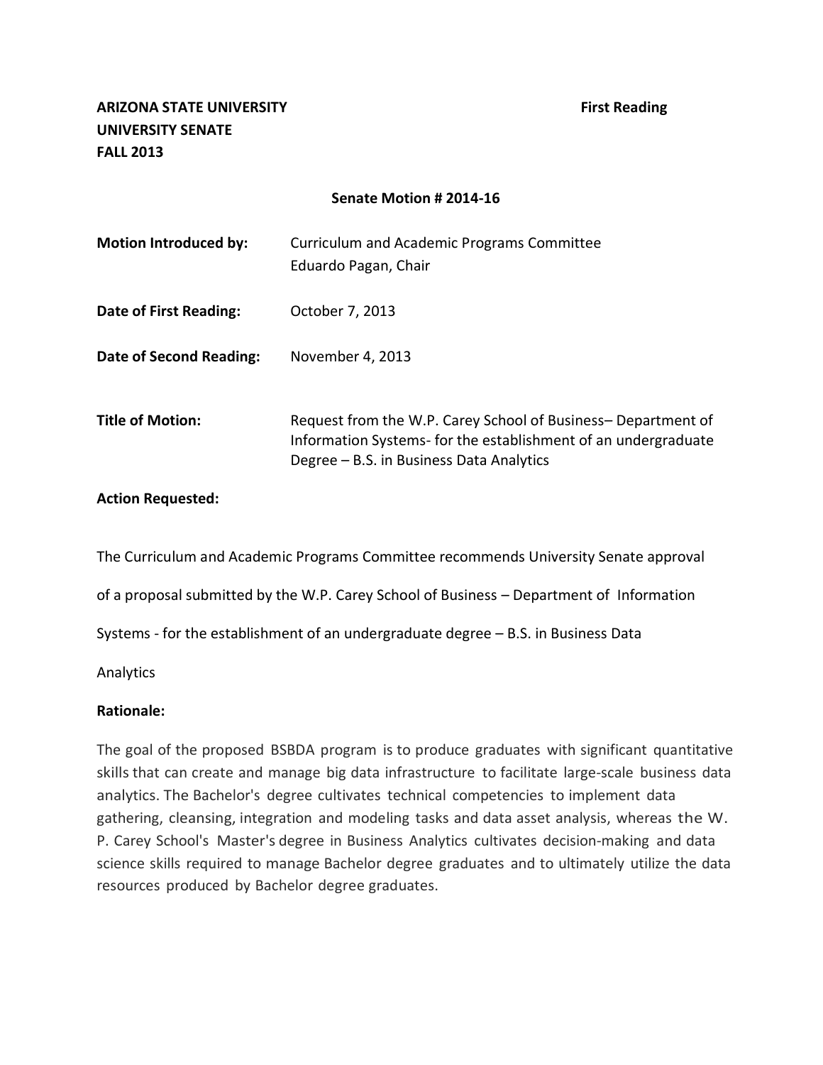**ARIZONA STATE UNIVERSITY**
**UNIVERSITY SENATE**
**FALL 2013**

**First Reading**

**Senate Motion # 2014-16**

| | |
|---|---|
| **Motion Introduced by:** | Curriculum and Academic Programs Committee<br>Eduardo Pagan, Chair |
| **Date of First Reading:** | October 7, 2013 |
| **Date of Second Reading:** | November 4, 2013 |
| **Title of Motion:** | Request from the W.P. Carey School of Business– Department of Information Systems- for the establishment of an undergraduate Degree – B.S. in Business Data Analytics |

**Action Requested:**

The Curriculum and Academic Programs Committee recommends University Senate approval of a proposal submitted by the W.P. Carey School of Business – Department of Information Systems - for the establishment of an undergraduate degree – B.S. in Business Data Analytics

**Rationale:**

The goal of the proposed BSBDA program is to produce graduates with significant quantitative skills that can create and manage big data infrastructure to facilitate large-scale business data analytics. The Bachelor's degree cultivates technical competencies to implement data gathering, cleansing, integration and modeling tasks and data asset analysis, whereas the W. P. Carey School's Master's degree in Business Analytics cultivates decision-making and data science skills required to manage Bachelor degree graduates and to ultimately utilize the data resources produced by Bachelor degree graduates.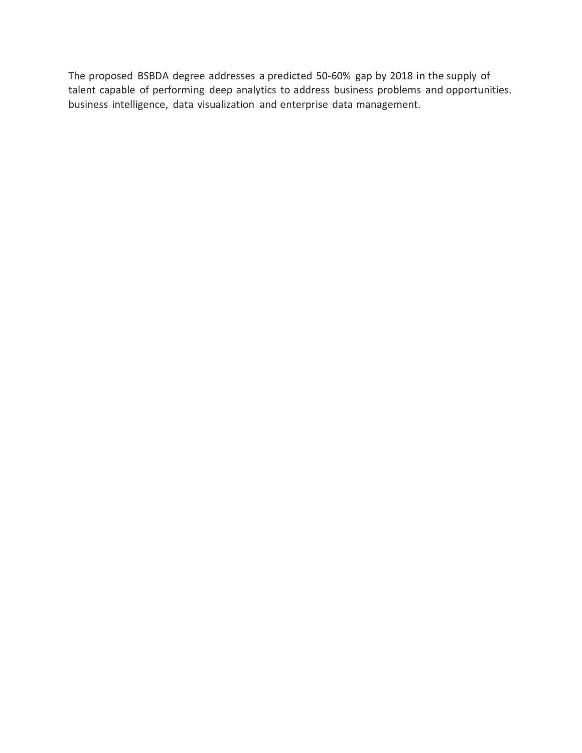The proposed BSBDA degree addresses a predicted 50-60% gap by 2018 in the supply of talent capable of performing deep analytics to address business problems and opportunities. business intelligence, data visualization and enterprise data management.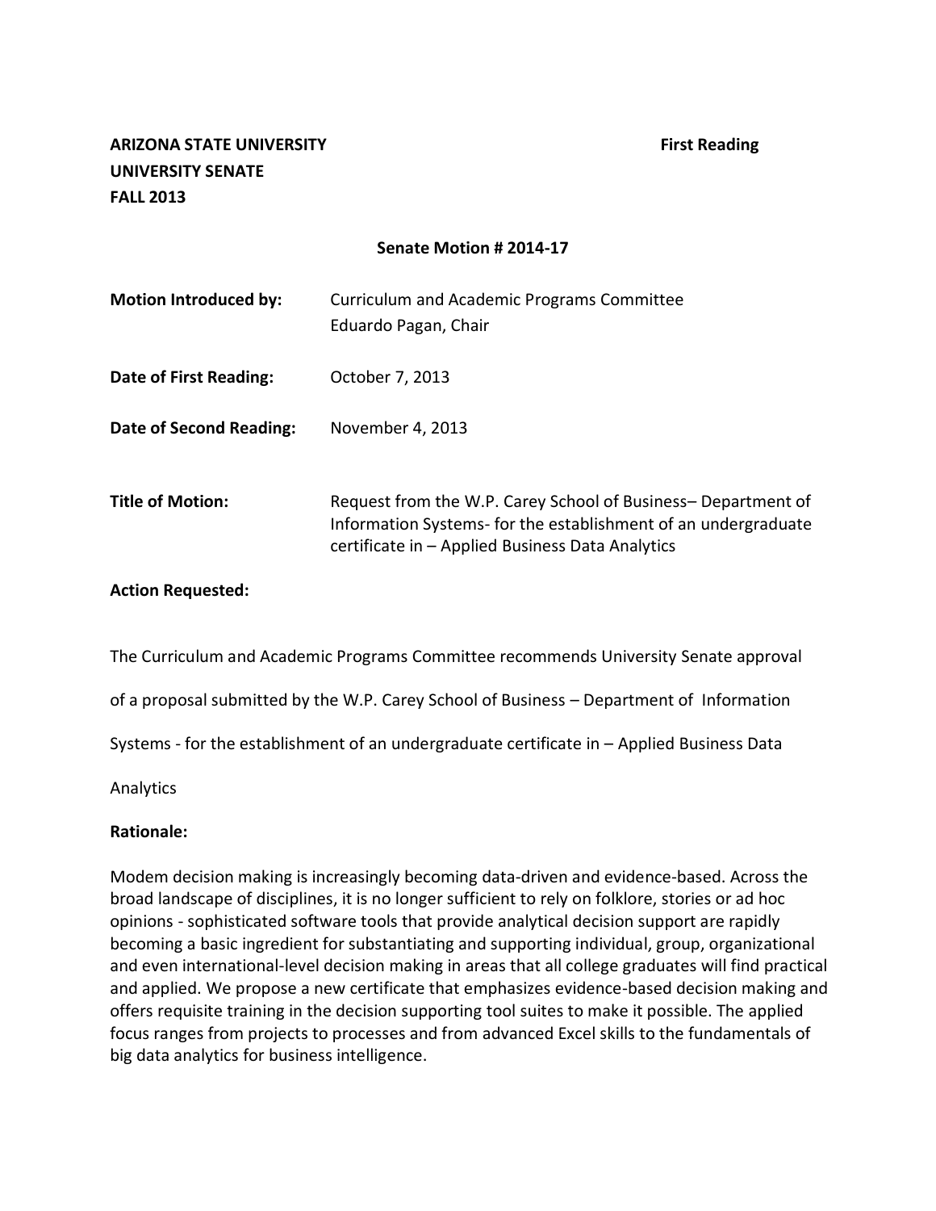**ARIZONA STATE UNIVERSITY** **First Reading**
**UNIVERSITY SENATE**
**FALL 2013**

**Senate Motion # 2014-17**

| | |
|---|---|
| **Motion Introduced by:** | Curriculum and Academic Programs Committee<br>Eduardo Pagan, Chair |
| **Date of First Reading:** | October 7, 2013 |
| **Date of Second Reading:** | November 4, 2013 |
| **Title of Motion:** | Request from the W.P. Carey School of Business– Department of Information Systems- for the establishment of an undergraduate certificate in – Applied Business Data Analytics |

**Action Requested:**

The Curriculum and Academic Programs Committee recommends University Senate approval of a proposal submitted by the W.P. Carey School of Business – Department of Information Systems - for the establishment of an undergraduate certificate in – Applied Business Data Analytics

**Rationale:**

Modem decision making is increasingly becoming data-driven and evidence-based. Across the broad landscape of disciplines, it is no longer sufficient to rely on folklore, stories or ad hoc opinions - sophisticated software tools that provide analytical decision support are rapidly becoming a basic ingredient for substantiating and supporting individual, group, organizational and even international-level decision making in areas that all college graduates will find practical and applied. We propose a new certificate that emphasizes evidence-based decision making and offers requisite training in the decision supporting tool suites to make it possible. The applied focus ranges from projects to processes and from advanced Excel skills to the fundamentals of big data analytics for business intelligence.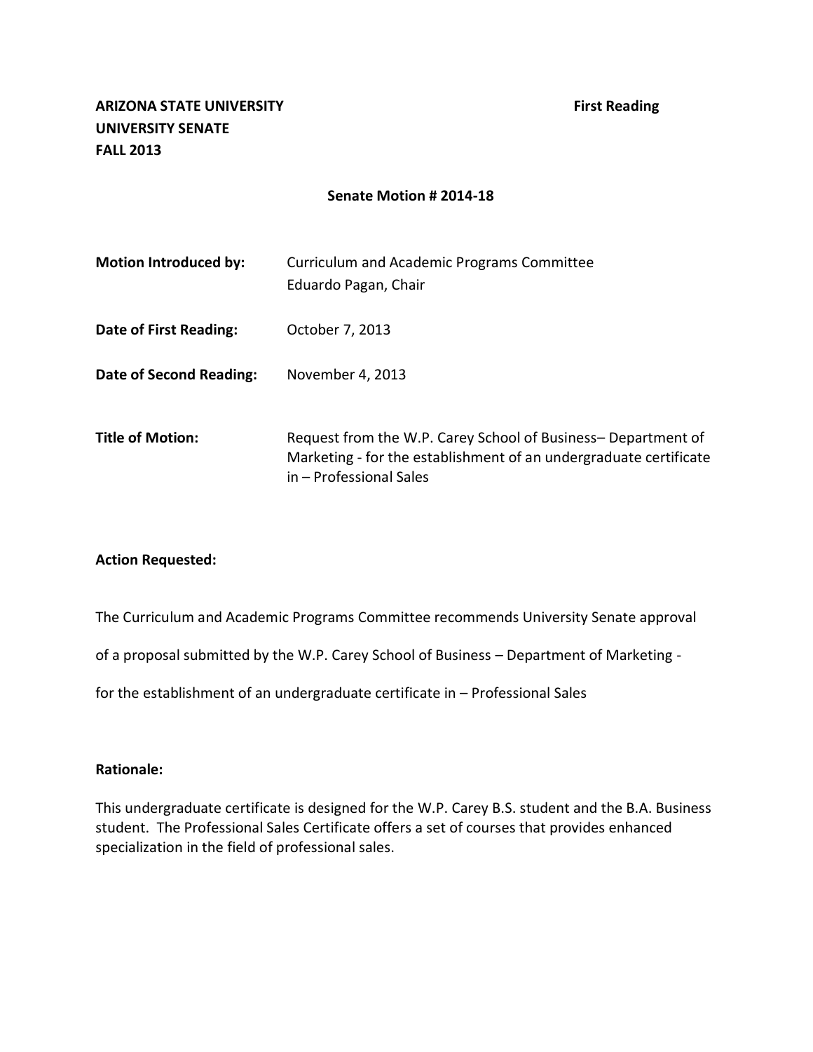**ARIZONA STATE UNIVERSITY** **First Reading**
**UNIVERSITY SENATE**
**FALL 2013**

**Senate Motion # 2014-18**

| | |
|---|---|
| **Motion Introduced by:** | Curriculum and Academic Programs Committee<br>Eduardo Pagan, Chair |
| **Date of First Reading:** | October 7, 2013 |
| **Date of Second Reading:** | November 4, 2013 |
| **Title of Motion:** | Request from the W.P. Carey School of Business– Department of Marketing - for the establishment of an undergraduate certificate in – Professional Sales |

**Action Requested:**

The Curriculum and Academic Programs Committee recommends University Senate approval of a proposal submitted by the W.P. Carey School of Business – Department of Marketing - for the establishment of an undergraduate certificate in – Professional Sales

**Rationale:**

This undergraduate certificate is designed for the W.P. Carey B.S. student and the B.A. Business student. The Professional Sales Certificate offers a set of courses that provides enhanced specialization in the field of professional sales.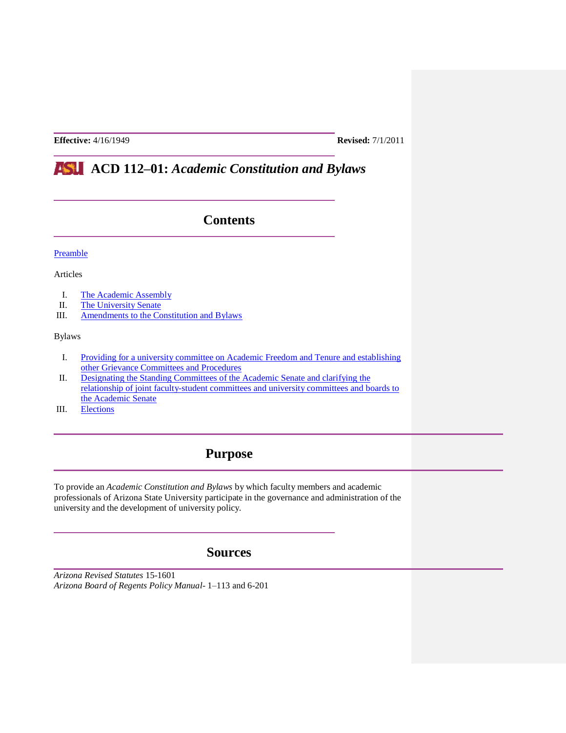**Effective:** 4/16/1949 **Revised:** 7/1/2011

# ACD 112–01: *Academic Constitution and Bylaws*

## Contents

Preamble

Articles

I. The Academic Assembly
II. The University Senate
III. Amendments to the Constitution and Bylaws

Bylaws

I. Providing for a university committee on Academic Freedom and Tenure and establishing other Grievance Committees and Procedures
II. Designating the Standing Committees of the Academic Senate and clarifying the relationship of joint faculty-student committees and university committees and boards to the Academic Senate
III. Elections

## Purpose

To provide an *Academic Constitution and Bylaws* by which faculty members and academic professionals of Arizona State University participate in the governance and administration of the university and the development of university policy.

## Sources

*Arizona Revised Statutes* 15-1601
*Arizona Board of Regents Policy Manual*- 1–113 and 6-201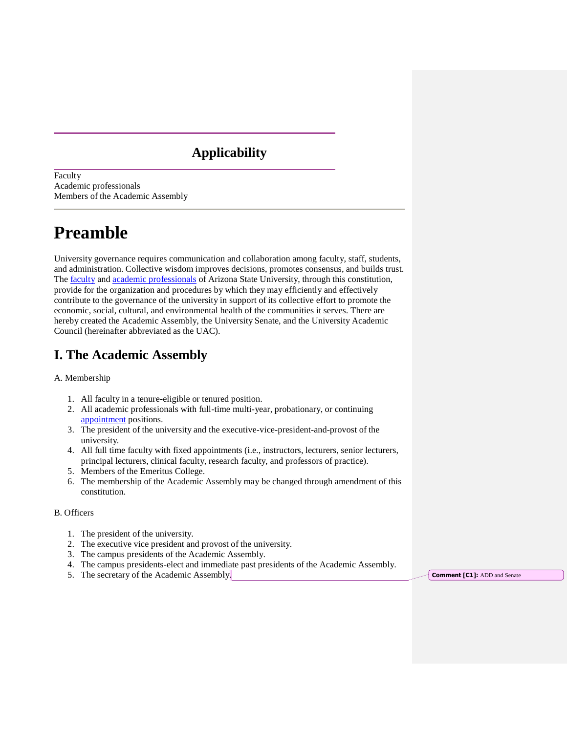## Applicability

Faculty
Academic professionals
Members of the Academic Assembly

# Preamble

University governance requires communication and collaboration among faculty, staff, students, and administration. Collective wisdom improves decisions, promotes consensus, and builds trust. The faculty and academic professionals of Arizona State University, through this constitution, provide for the organization and procedures by which they may efficiently and effectively contribute to the governance of the university in support of its collective effort to promote the economic, social, cultural, and environmental health of the communities it serves. There are hereby created the Academic Assembly, the University Senate, and the University Academic Council (hereinafter abbreviated as the UAC).

## I. The Academic Assembly

A. Membership

1. All faculty in a tenure-eligible or tenured position.
2. All academic professionals with full-time multi-year, probationary, or continuing appointment positions.
3. The president of the university and the executive-vice-president-and-provost of the university.
4. All full time faculty with fixed appointments (i.e., instructors, lecturers, senior lecturers, principal lecturers, clinical faculty, research faculty, and professors of practice).
5. Members of the Emeritus College.
6. The membership of the Academic Assembly may be changed through amendment of this constitution.

B. Officers

1. The president of the university.
2. The executive vice president and provost of the university.
3. The campus presidents of the Academic Assembly.
4. The campus presidents-elect and immediate past presidents of the Academic Assembly.
5. The secretary of the Academic Assembly.

Comment [C1]: ADD and Senate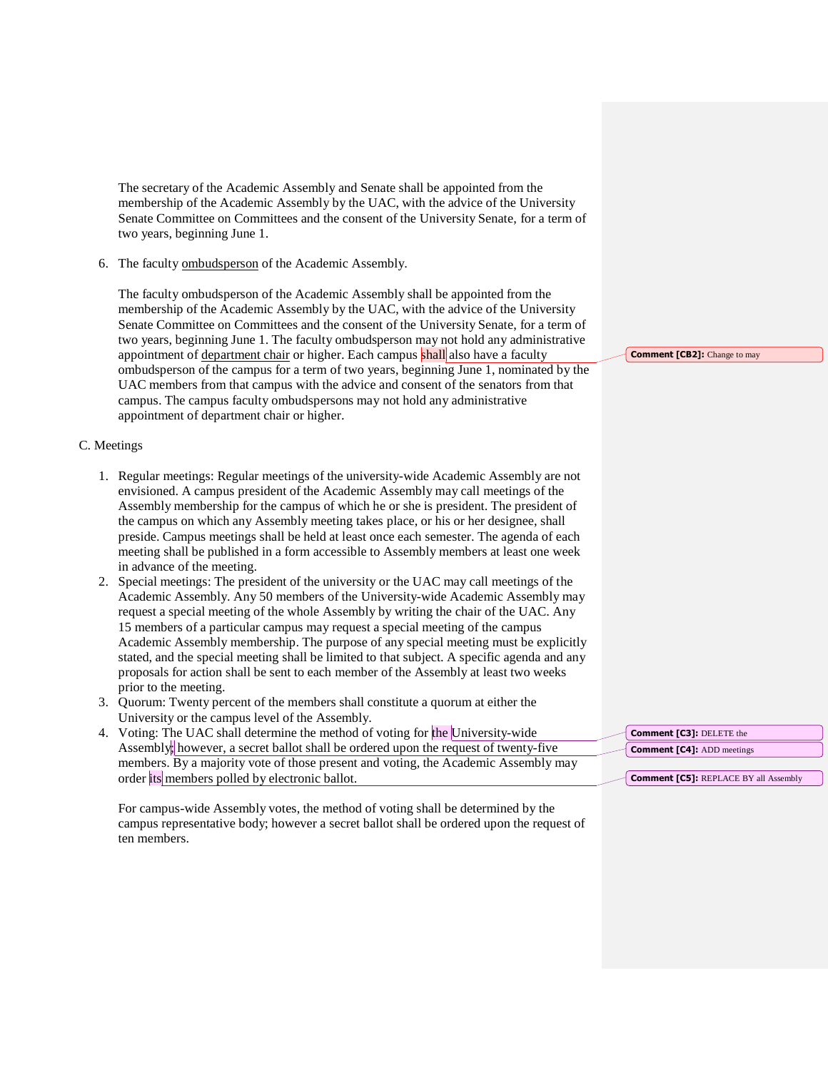The secretary of the Academic Assembly and Senate shall be appointed from the membership of the Academic Assembly by the UAC, with the advice of the University Senate Committee on Committees and the consent of the University Senate, for a term of two years, beginning June 1.

6. The faculty ombudsperson of the Academic Assembly.

   The faculty ombudsperson of the Academic Assembly shall be appointed from the membership of the Academic Assembly by the UAC, with the advice of the University Senate Committee on Committees and the consent of the University Senate, for a term of two years, beginning June 1. The faculty ombudsperson may not hold any administrative appointment of department chair or higher. Each campus shall also have a faculty ombudsperson of the campus for a term of two years, beginning June 1, nominated by the UAC members from that campus with the advice and consent of the senators from that campus. The campus faculty ombudspersons may not hold any administrative appointment of department chair or higher.

**Comment [CB2]:** Change to may

C. Meetings

1. Regular meetings: Regular meetings of the university-wide Academic Assembly are not envisioned. A campus president of the Academic Assembly may call meetings of the Assembly membership for the campus of which he or she is president. The president of the campus on which any Assembly meeting takes place, or his or her designee, shall preside. Campus meetings shall be held at least once each semester. The agenda of each meeting shall be published in a form accessible to Assembly members at least one week in advance of the meeting.
2. Special meetings: The president of the university or the UAC may call meetings of the Academic Assembly. Any 50 members of the University-wide Academic Assembly may request a special meeting of the whole Assembly by writing the chair of the UAC. Any 15 members of a particular campus may request a special meeting of the campus Academic Assembly membership. The purpose of any special meeting must be explicitly stated, and the special meeting shall be limited to that subject. A specific agenda and any proposals for action shall be sent to each member of the Assembly at least two weeks prior to the meeting.
3. Quorum: Twenty percent of the members shall constitute a quorum at either the University or the campus level of the Assembly.
4. Voting: The UAC shall determine the method of voting for the University-wide Assembly; however, a secret ballot shall be ordered upon the request of twenty-five members. By a majority vote of those present and voting, the Academic Assembly may order its members polled by electronic ballot.

   For campus-wide Assembly votes, the method of voting shall be determined by the campus representative body; however a secret ballot shall be ordered upon the request of ten members.

**Comment [C3]:** DELETE the

**Comment [C4]:** ADD meetings

**Comment [C5]:** REPLACE BY all Assembly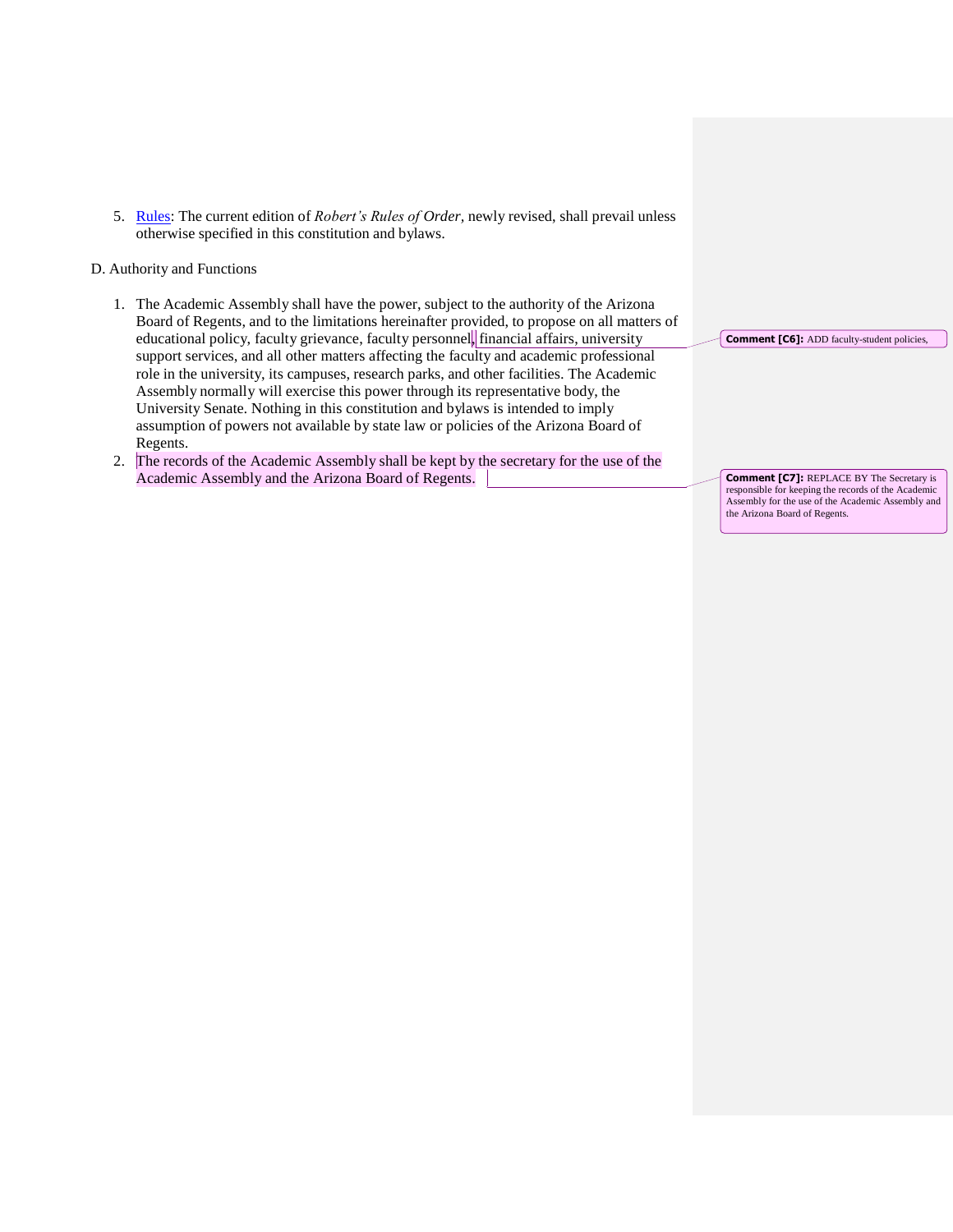5. [Rules](#): The current edition of *Robert's Rules of Order*, newly revised, shall prevail unless otherwise specified in this constitution and bylaws.

D. Authority and Functions

1. The Academic Assembly shall have the power, subject to the authority of the Arizona Board of Regents, and to the limitations hereinafter provided, to propose on all matters of educational policy, faculty grievance, faculty personnel, financial affairs, university support services, and all other matters affecting the faculty and academic professional role in the university, its campuses, research parks, and other facilities. The Academic Assembly normally will exercise this power through its representative body, the University Senate. Nothing in this constitution and bylaws is intended to imply assumption of powers not available by state law or policies of the Arizona Board of Regents.
2. The records of the Academic Assembly shall be kept by the secretary for the use of the Academic Assembly and the Arizona Board of Regents.

**Comment [C6]:** ADD faculty-student policies,

**Comment [C7]:** REPLACE BY The Secretary is responsible for keeping the records of the Academic Assembly for the use of the Academic Assembly and the Arizona Board of Regents.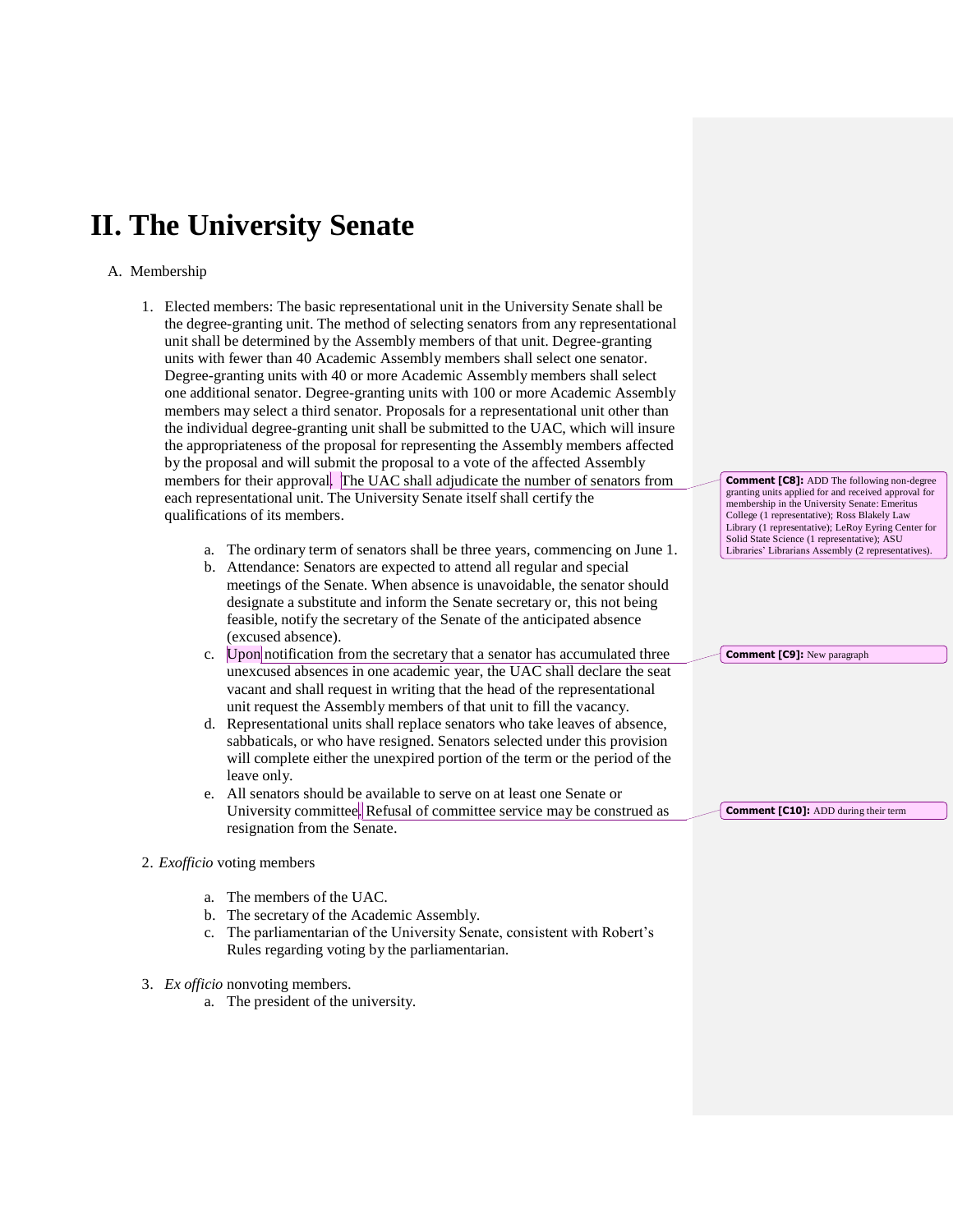# II. The University Senate

A. Membership

1. Elected members: The basic representational unit in the University Senate shall be the degree-granting unit. The method of selecting senators from any representational unit shall be determined by the Assembly members of that unit. Degree-granting units with fewer than 40 Academic Assembly members shall select one senator. Degree-granting units with 40 or more Academic Assembly members shall select one additional senator. Degree-granting units with 100 or more Academic Assembly members may select a third senator. Proposals for a representational unit other than the individual degree-granting unit shall be submitted to the UAC, which will insure the appropriateness of the proposal for representing the Assembly members affected by the proposal and will submit the proposal to a vote of the affected Assembly members for their approval. The UAC shall adjudicate the number of senators from each representational unit. The University Senate itself shall certify the qualifications of its members.

   a. The ordinary term of senators shall be three years, commencing on June 1.
   b. Attendance: Senators are expected to attend all regular and special meetings of the Senate. When absence is unavoidable, the senator should designate a substitute and inform the Senate secretary or, this not being feasible, notify the secretary of the Senate of the anticipated absence (excused absence).
   c. Upon notification from the secretary that a senator has accumulated three unexcused absences in one academic year, the UAC shall declare the seat vacant and shall request in writing that the head of the representational unit request the Assembly members of that unit to fill the vacancy.
   d. Representational units shall replace senators who take leaves of absence, sabbaticals, or who have resigned. Senators selected under this provision will complete either the unexpired portion of the term or the period of the leave only.
   e. All senators should be available to serve on at least one Senate or University committee. Refusal of committee service may be construed as resignation from the Senate.

2. *Exofficio* voting members

   a. The members of the UAC.
   b. The secretary of the Academic Assembly.
   c. The parliamentarian of the University Senate, consistent with Robert's Rules regarding voting by the parliamentarian.

3. *Ex officio* nonvoting members.
   a. The president of the university.

**Comment [C8]:** ADD The following non-degree granting units applied for and received approval for membership in the University Senate: Emeritus College (1 representative); Ross Blakely Law Library (1 representative); LeRoy Eyring Center for Solid State Science (1 representative); ASU Libraries' Librarians Assembly (2 representatives).

**Comment [C9]:** New paragraph

**Comment [C10]:** ADD during their term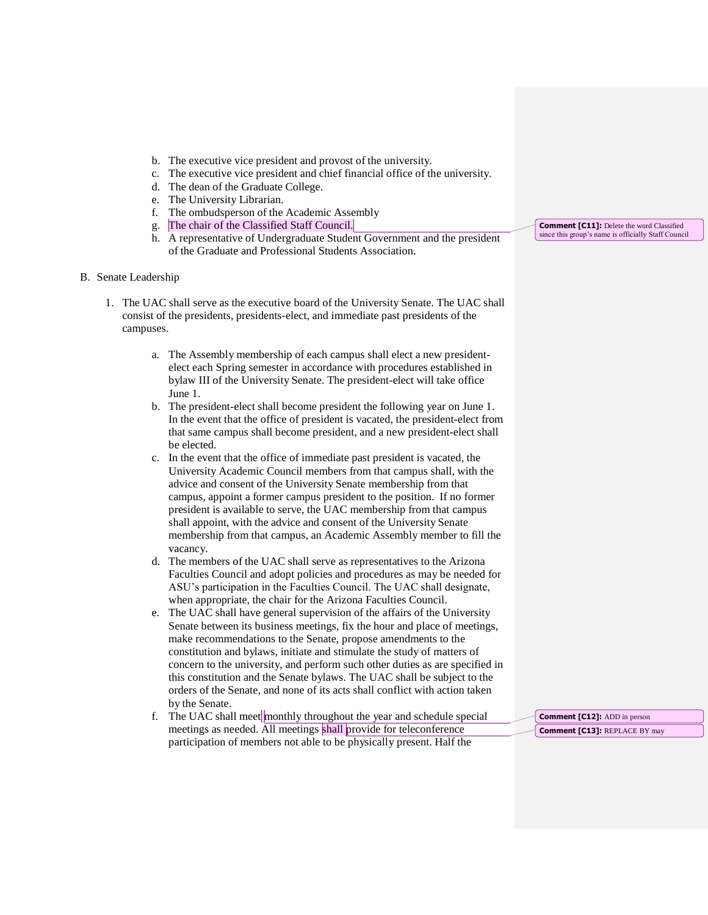b. The executive vice president and provost of the university.
c. The executive vice president and chief financial office of the university.
d. The dean of the Graduate College.
e. The University Librarian.
f. The ombudsperson of the Academic Assembly
g. The chair of the Classified Staff Council.
h. A representative of Undergraduate Student Government and the president of the Graduate and Professional Students Association.

> Comment [C11]: Delete the word Classified since this group's name is officially Staff Council

B. Senate Leadership

1. The UAC shall serve as the executive board of the University Senate. The UAC shall consist of the presidents, presidents-elect, and immediate past presidents of the campuses.

   a. The Assembly membership of each campus shall elect a new president-elect each Spring semester in accordance with procedures established in bylaw III of the University Senate. The president-elect will take office June 1.
   b. The president-elect shall become president the following year on June 1. In the event that the office of president is vacated, the president-elect from that same campus shall become president, and a new president-elect shall be elected.
   c. In the event that the office of immediate past president is vacated, the University Academic Council members from that campus shall, with the advice and consent of the University Senate membership from that campus, appoint a former campus president to the position. If no former president is available to serve, the UAC membership from that campus shall appoint, with the advice and consent of the University Senate membership from that campus, an Academic Assembly member to fill the vacancy.
   d. The members of the UAC shall serve as representatives to the Arizona Faculties Council and adopt policies and procedures as may be needed for ASU's participation in the Faculties Council. The UAC shall designate, when appropriate, the chair for the Arizona Faculties Council.
   e. The UAC shall have general supervision of the affairs of the University Senate between its business meetings, fix the hour and place of meetings, make recommendations to the Senate, propose amendments to the constitution and bylaws, initiate and stimulate the study of matters of concern to the university, and perform such other duties as are specified in this constitution and the Senate bylaws. The UAC shall be subject to the orders of the Senate, and none of its acts shall conflict with action taken by the Senate.
   f. The UAC shall meet monthly throughout the year and schedule special meetings as needed. All meetings shall provide for teleconference participation of members not able to be physically present. Half the

> Comment [C12]: ADD in person

> Comment [C13]: REPLACE BY may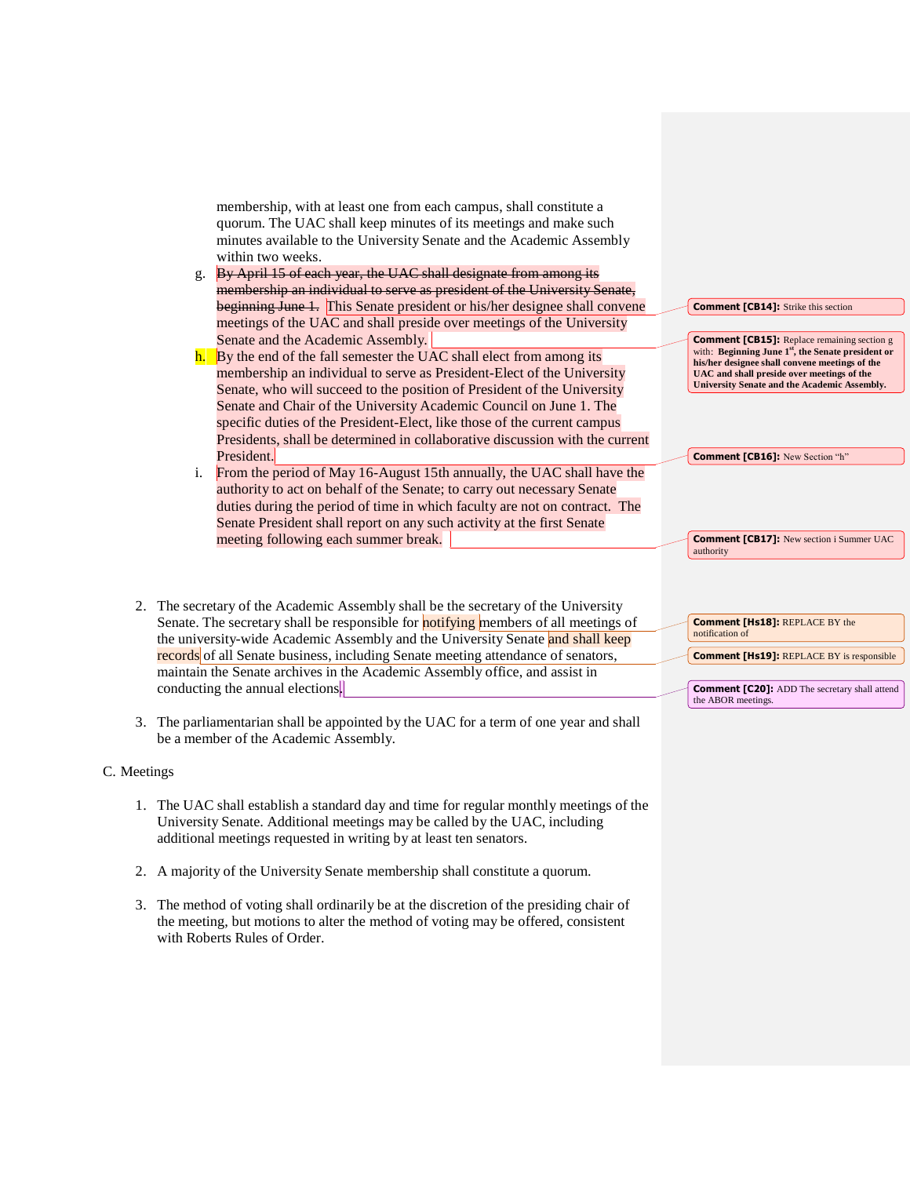membership, with at least one from each campus, shall constitute a quorum. The UAC shall keep minutes of its meetings and make such minutes available to the University Senate and the Academic Assembly within two weeks.

g. ~~By April 15 of each year, the UAC shall designate from among its membership an individual to serve as president of the University Senate, beginning June 1.~~ This Senate president or his/her designee shall convene meetings of the UAC and shall preside over meetings of the University Senate and the Academic Assembly.

h. By the end of the fall semester the UAC shall elect from among its membership an individual to serve as President-Elect of the University Senate, who will succeed to the position of President of the University Senate and Chair of the University Academic Council on June 1. The specific duties of the President-Elect, like those of the current campus Presidents, shall be determined in collaborative discussion with the current President.

i. From the period of May 16-August 15th annually, the UAC shall have the authority to act on behalf of the Senate; to carry out necessary Senate duties during the period of time in which faculty are not on contract. The Senate President shall report on any such activity at the first Senate meeting following each summer break.

> **Comment [CB14]:** Strike this section

> **Comment [CB15]:** Replace remaining section g with: **Beginning June 1st, the Senate president or his/her designee shall convene meetings of the UAC and shall preside over meetings of the University Senate and the Academic Assembly.**

> **Comment [CB16]:** New Section "h"

> **Comment [CB17]:** New section i Summer UAC authority

2. The secretary of the Academic Assembly shall be the secretary of the University Senate. The secretary shall be responsible for notifying members of all meetings of the university-wide Academic Assembly and the University Senate and shall keep records of all Senate business, including Senate meeting attendance of senators, maintain the Senate archives in the Academic Assembly office, and assist in conducting the annual elections.

> **Comment [Hs18]:** REPLACE BY the notification of

> **Comment [Hs19]:** REPLACE BY is responsible

> **Comment [C20]:** ADD The secretary shall attend the ABOR meetings.

3. The parliamentarian shall be appointed by the UAC for a term of one year and shall be a member of the Academic Assembly.

C. Meetings

1. The UAC shall establish a standard day and time for regular monthly meetings of the University Senate. Additional meetings may be called by the UAC, including additional meetings requested in writing by at least ten senators.

2. A majority of the University Senate membership shall constitute a quorum.

3. The method of voting shall ordinarily be at the discretion of the presiding chair of the meeting, but motions to alter the method of voting may be offered, consistent with Roberts Rules of Order.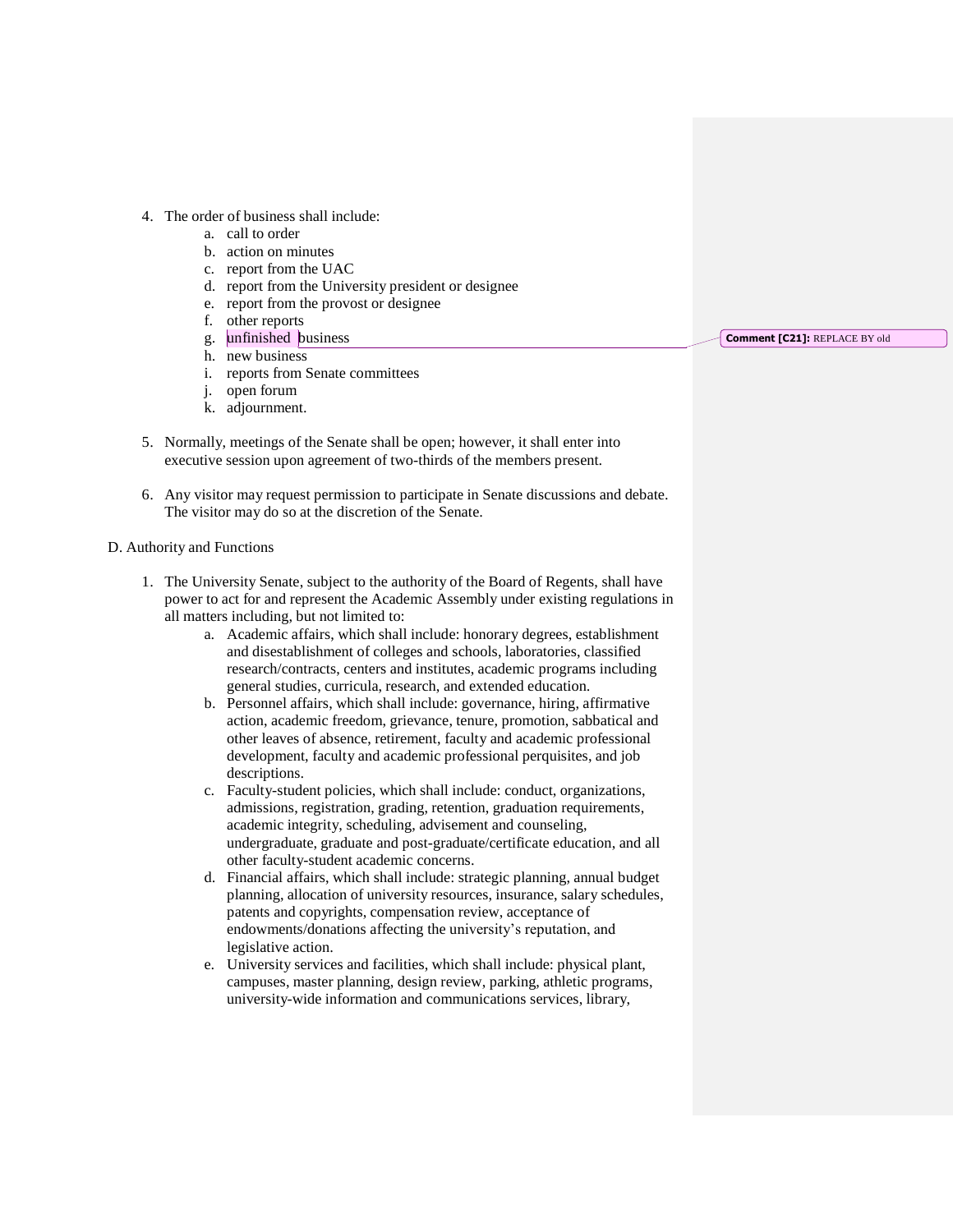4. The order of business shall include:
    a. call to order
    b. action on minutes
    c. report from the UAC
    d. report from the University president or designee
    e. report from the provost or designee
    f. other reports
    g. unfinished business
    h. new business
    i. reports from Senate committees
    j. open forum
    k. adjournment.

**Comment [C21]:** REPLACE BY old

5. Normally, meetings of the Senate shall be open; however, it shall enter into executive session upon agreement of two-thirds of the members present.

6. Any visitor may request permission to participate in Senate discussions and debate. The visitor may do so at the discretion of the Senate.

D. Authority and Functions

1. The University Senate, subject to the authority of the Board of Regents, shall have power to act for and represent the Academic Assembly under existing regulations in all matters including, but not limited to:
    a. Academic affairs, which shall include: honorary degrees, establishment and disestablishment of colleges and schools, laboratories, classified research/contracts, centers and institutes, academic programs including general studies, curricula, research, and extended education.
    b. Personnel affairs, which shall include: governance, hiring, affirmative action, academic freedom, grievance, tenure, promotion, sabbatical and other leaves of absence, retirement, faculty and academic professional development, faculty and academic professional perquisites, and job descriptions.
    c. Faculty-student policies, which shall include: conduct, organizations, admissions, registration, grading, retention, graduation requirements, academic integrity, scheduling, advisement and counseling, undergraduate, graduate and post-graduate/certificate education, and all other faculty-student academic concerns.
    d. Financial affairs, which shall include: strategic planning, annual budget planning, allocation of university resources, insurance, salary schedules, patents and copyrights, compensation review, acceptance of endowments/donations affecting the university's reputation, and legislative action.
    e. University services and facilities, which shall include: physical plant, campuses, master planning, design review, parking, athletic programs, university-wide information and communications services, library,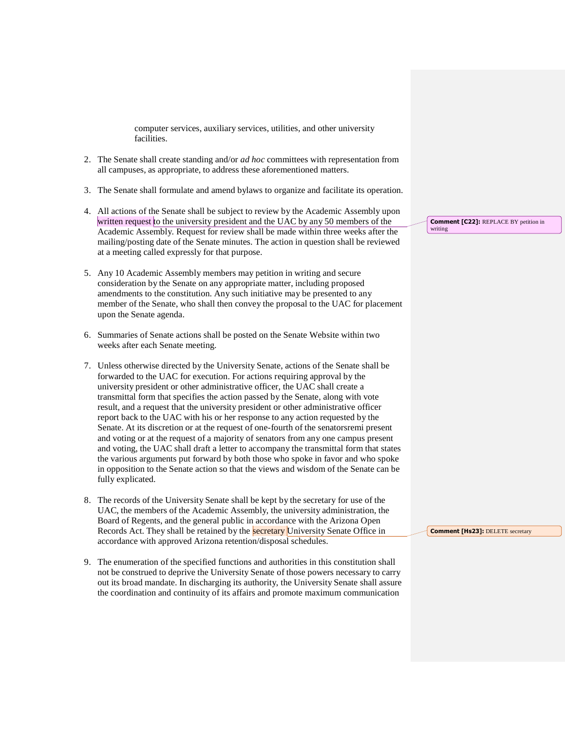computer services, auxiliary services, utilities, and other university facilities.

2. The Senate shall create standing and/or *ad hoc* committees with representation from all campuses, as appropriate, to address these aforementioned matters.

3. The Senate shall formulate and amend bylaws to organize and facilitate its operation.

4. All actions of the Senate shall be subject to review by the Academic Assembly upon written request to the university president and the UAC by any 50 members of the Academic Assembly. Request for review shall be made within three weeks after the mailing/posting date of the Senate minutes. The action in question shall be reviewed at a meeting called expressly for that purpose.

5. Any 10 Academic Assembly members may petition in writing and secure consideration by the Senate on any appropriate matter, including proposed amendments to the constitution. Any such initiative may be presented to any member of the Senate, who shall then convey the proposal to the UAC for placement upon the Senate agenda.

6. Summaries of Senate actions shall be posted on the Senate Website within two weeks after each Senate meeting.

7. Unless otherwise directed by the University Senate, actions of the Senate shall be forwarded to the UAC for execution. For actions requiring approval by the university president or other administrative officer, the UAC shall create a transmittal form that specifies the action passed by the Senate, along with vote result, and a request that the university president or other administrative officer report back to the UAC with his or her response to any action requested by the Senate. At its discretion or at the request of one-fourth of the senatorsremi present and voting or at the request of a majority of senators from any one campus present and voting, the UAC shall draft a letter to accompany the transmittal form that states the various arguments put forward by both those who spoke in favor and who spoke in opposition to the Senate action so that the views and wisdom of the Senate can be fully explicated.

8. The records of the University Senate shall be kept by the secretary for use of the UAC, the members of the Academic Assembly, the university administration, the Board of Regents, and the general public in accordance with the Arizona Open Records Act. They shall be retained by the secretary University Senate Office in accordance with approved Arizona retention/disposal schedules.

9. The enumeration of the specified functions and authorities in this constitution shall not be construed to deprive the University Senate of those powers necessary to carry out its broad mandate. In discharging its authority, the University Senate shall assure the coordination and continuity of its affairs and promote maximum communication

**Comment [C22]:** REPLACE BY petition in writing

**Comment [Hs23]:** DELETE secretary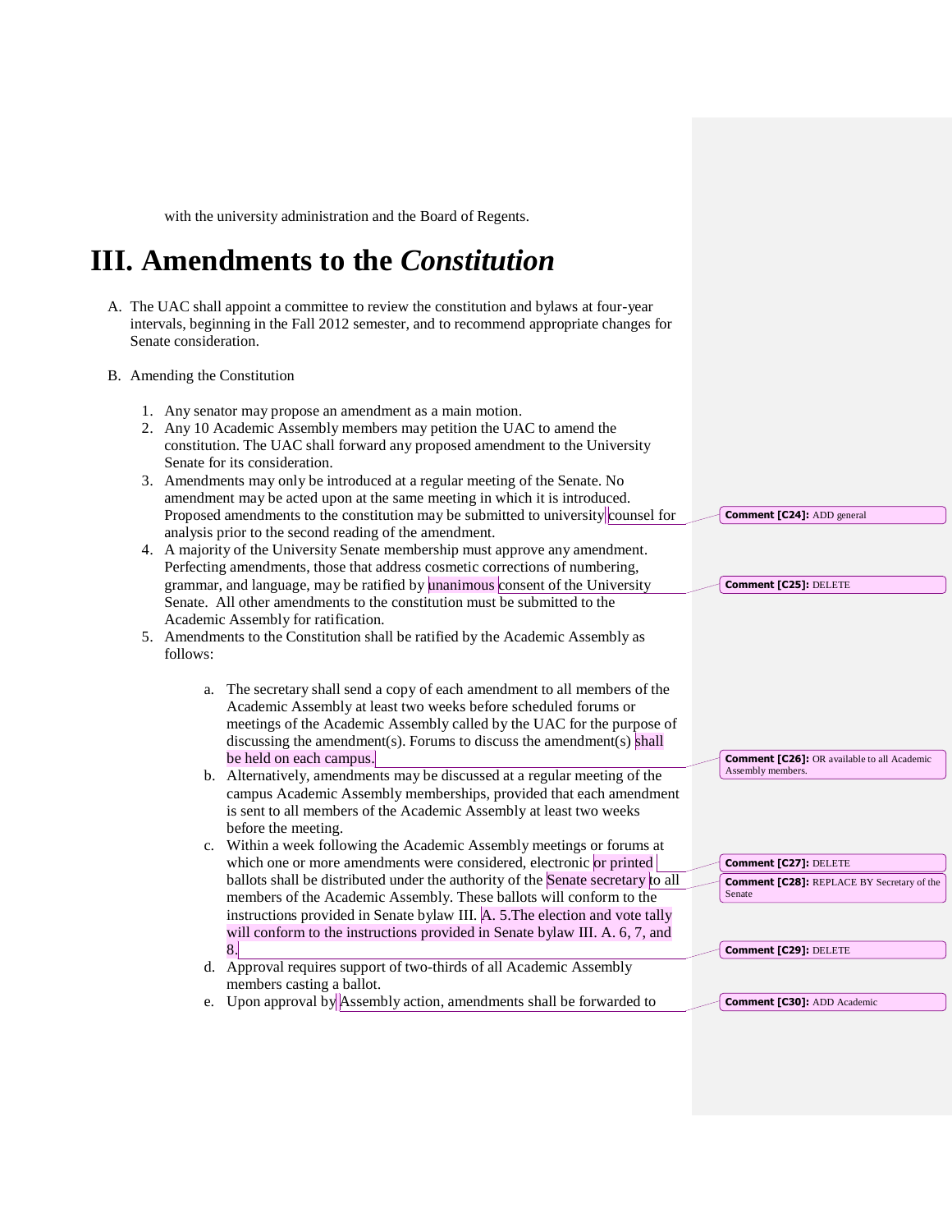with the university administration and the Board of Regents.

# III. Amendments to the *Constitution*

A. The UAC shall appoint a committee to review the constitution and bylaws at four-year intervals, beginning in the Fall 2012 semester, and to recommend appropriate changes for Senate consideration.

B. Amending the Constitution

1. Any senator may propose an amendment as a main motion.
2. Any 10 Academic Assembly members may petition the UAC to amend the constitution. The UAC shall forward any proposed amendment to the University Senate for its consideration.
3. Amendments may only be introduced at a regular meeting of the Senate. No amendment may be acted upon at the same meeting in which it is introduced. Proposed amendments to the constitution may be submitted to university counsel for analysis prior to the second reading of the amendment.
4. A majority of the University Senate membership must approve any amendment. Perfecting amendments, those that address cosmetic corrections of numbering, grammar, and language, may be ratified by unanimous consent of the University Senate. All other amendments to the constitution must be submitted to the Academic Assembly for ratification.
5. Amendments to the Constitution shall be ratified by the Academic Assembly as follows:

   a. The secretary shall send a copy of each amendment to all members of the Academic Assembly at least two weeks before scheduled forums or meetings of the Academic Assembly called by the UAC for the purpose of discussing the amendment(s). Forums to discuss the amendment(s) shall be held on each campus.
   b. Alternatively, amendments may be discussed at a regular meeting of the campus Academic Assembly memberships, provided that each amendment is sent to all members of the Academic Assembly at least two weeks before the meeting.
   c. Within a week following the Academic Assembly meetings or forums at which one or more amendments were considered, electronic or printed ballots shall be distributed under the authority of the Senate secretary to all members of the Academic Assembly. These ballots will conform to the instructions provided in Senate bylaw III. A. 5.The election and vote tally will conform to the instructions provided in Senate bylaw III. A. 6, 7, and 8.
   d. Approval requires support of two-thirds of all Academic Assembly members casting a ballot.
   e. Upon approval by Assembly action, amendments shall be forwarded to

**Comment [C24]:** ADD general

**Comment [C25]:** DELETE

**Comment [C26]:** OR available to all Academic Assembly members.

**Comment [C27]:** DELETE

**Comment [C28]:** REPLACE BY Secretary of the Senate

**Comment [C29]:** DELETE

**Comment [C30]:** ADD Academic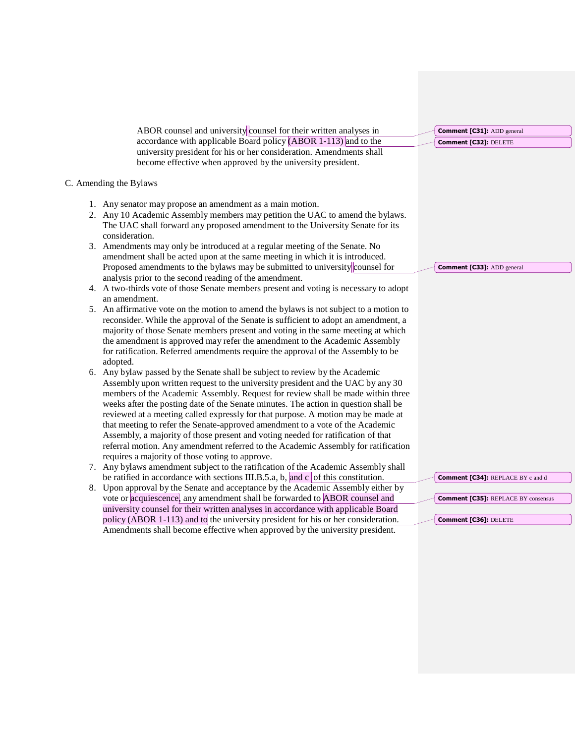ABOR counsel and university counsel for their written analyses in accordance with applicable Board policy (ABOR 1-113) and to the university president for his or her consideration. Amendments shall become effective when approved by the university president.

Comment [C31]: ADD general

Comment [C32]: DELETE

C. Amending the Bylaws

1. Any senator may propose an amendment as a main motion.
2. Any 10 Academic Assembly members may petition the UAC to amend the bylaws. The UAC shall forward any proposed amendment to the University Senate for its consideration.
3. Amendments may only be introduced at a regular meeting of the Senate. No amendment shall be acted upon at the same meeting in which it is introduced. Proposed amendments to the bylaws may be submitted to university counsel for analysis prior to the second reading of the amendment.
4. A two-thirds vote of those Senate members present and voting is necessary to adopt an amendment.
5. An affirmative vote on the motion to amend the bylaws is not subject to a motion to reconsider. While the approval of the Senate is sufficient to adopt an amendment, a majority of those Senate members present and voting in the same meeting at which the amendment is approved may refer the amendment to the Academic Assembly for ratification. Referred amendments require the approval of the Assembly to be adopted.
6. Any bylaw passed by the Senate shall be subject to review by the Academic Assembly upon written request to the university president and the UAC by any 30 members of the Academic Assembly. Request for review shall be made within three weeks after the posting date of the Senate minutes. The action in question shall be reviewed at a meeting called expressly for that purpose. A motion may be made at that meeting to refer the Senate-approved amendment to a vote of the Academic Assembly, a majority of those present and voting needed for ratification of that referral motion. Any amendment referred to the Academic Assembly for ratification requires a majority of those voting to approve.
7. Any bylaws amendment subject to the ratification of the Academic Assembly shall be ratified in accordance with sections III.B.5.a, b, and c of this constitution.
8. Upon approval by the Senate and acceptance by the Academic Assembly either by vote or acquiescence, any amendment shall be forwarded to ABOR counsel and university counsel for their written analyses in accordance with applicable Board policy (ABOR 1-113) and to the university president for his or her consideration. Amendments shall become effective when approved by the university president.

Comment [C33]: ADD general

Comment [C34]: REPLACE BY c and d

Comment [C35]: REPLACE BY consensus

Comment [C36]: DELETE